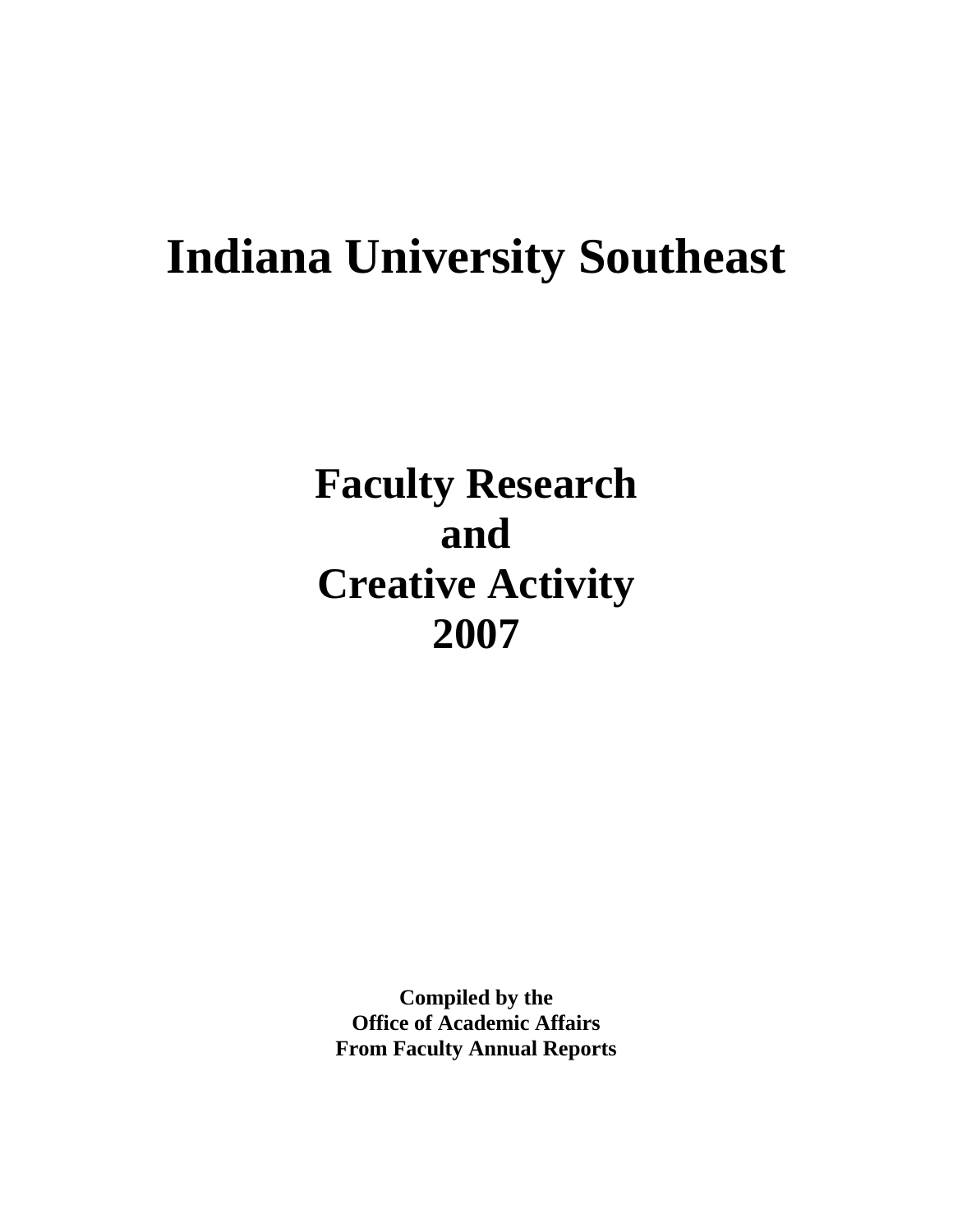# Indiana University Southeast

## Faculty Research
## and
## Creative Activity
## 2007

**Compiled by the**
**Office of Academic Affairs**
**From Faculty Annual Reports**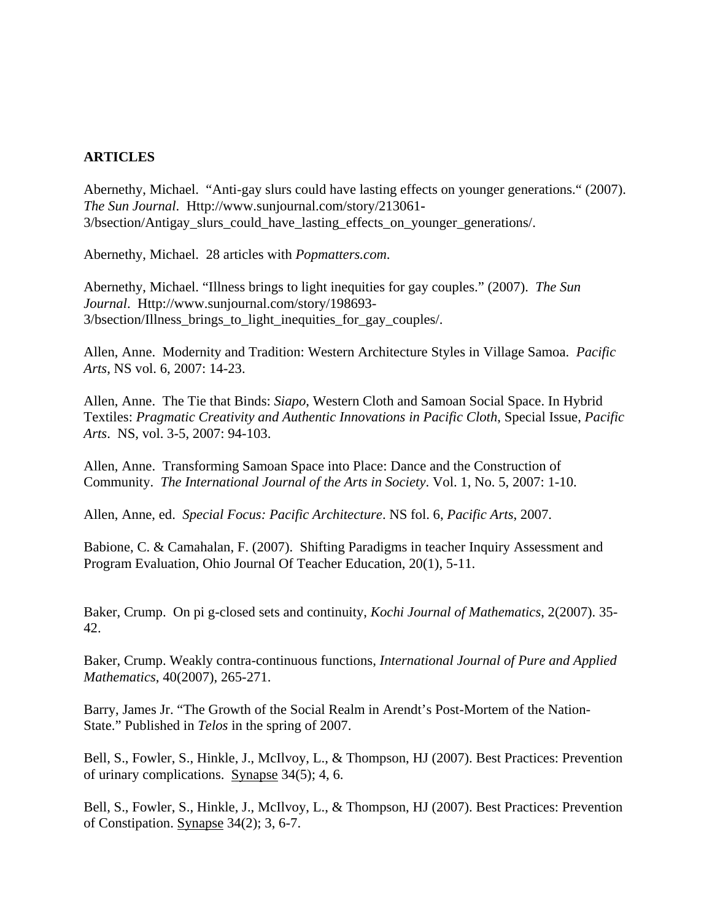**ARTICLES**

Abernethy, Michael. "Anti-gay slurs could have lasting effects on younger generations." (2007). *The Sun Journal*. Http://www.sunjournal.com/story/213061-3/bsection/Antigay_slurs_could_have_lasting_effects_on_younger_generations/.

Abernethy, Michael. 28 articles with *Popmatters.com*.

Abernethy, Michael. "Illness brings to light inequities for gay couples." (2007). *The Sun Journal*. Http://www.sunjournal.com/story/198693-3/bsection/Illness_brings_to_light_inequities_for_gay_couples/.

Allen, Anne. Modernity and Tradition: Western Architecture Styles in Village Samoa. *Pacific Arts*, NS vol. 6, 2007: 14-23.

Allen, Anne. The Tie that Binds: *Siapo*, Western Cloth and Samoan Social Space. In Hybrid Textiles: *Pragmatic Creativity and Authentic Innovations in Pacific Cloth*, Special Issue, *Pacific Arts*. NS, vol. 3-5, 2007: 94-103.

Allen, Anne. Transforming Samoan Space into Place: Dance and the Construction of Community. *The International Journal of the Arts in Society*. Vol. 1, No. 5, 2007: 1-10.

Allen, Anne, ed. *Special Focus: Pacific Architecture*. NS fol. 6, *Pacific Arts*, 2007.

Babione, C. & Camahalan, F. (2007). Shifting Paradigms in teacher Inquiry Assessment and Program Evaluation, Ohio Journal Of Teacher Education, 20(1), 5-11.

Baker, Crump. On pi g-closed sets and continuity, *Kochi Journal of Mathematics*, 2(2007). 35-42.

Baker, Crump. Weakly contra-continuous functions, *International Journal of Pure and Applied Mathematics*, 40(2007), 265-271.

Barry, James Jr. "The Growth of the Social Realm in Arendt's Post-Mortem of the Nation-State." Published in *Telos* in the spring of 2007.

Bell, S., Fowler, S., Hinkle, J., McIlvoy, L., & Thompson, HJ (2007). Best Practices: Prevention of urinary complications. <u>Synapse</u> 34(5); 4, 6.

Bell, S., Fowler, S., Hinkle, J., McIlvoy, L., & Thompson, HJ (2007). Best Practices: Prevention of Constipation. <u>Synapse</u> 34(2); 3, 6-7.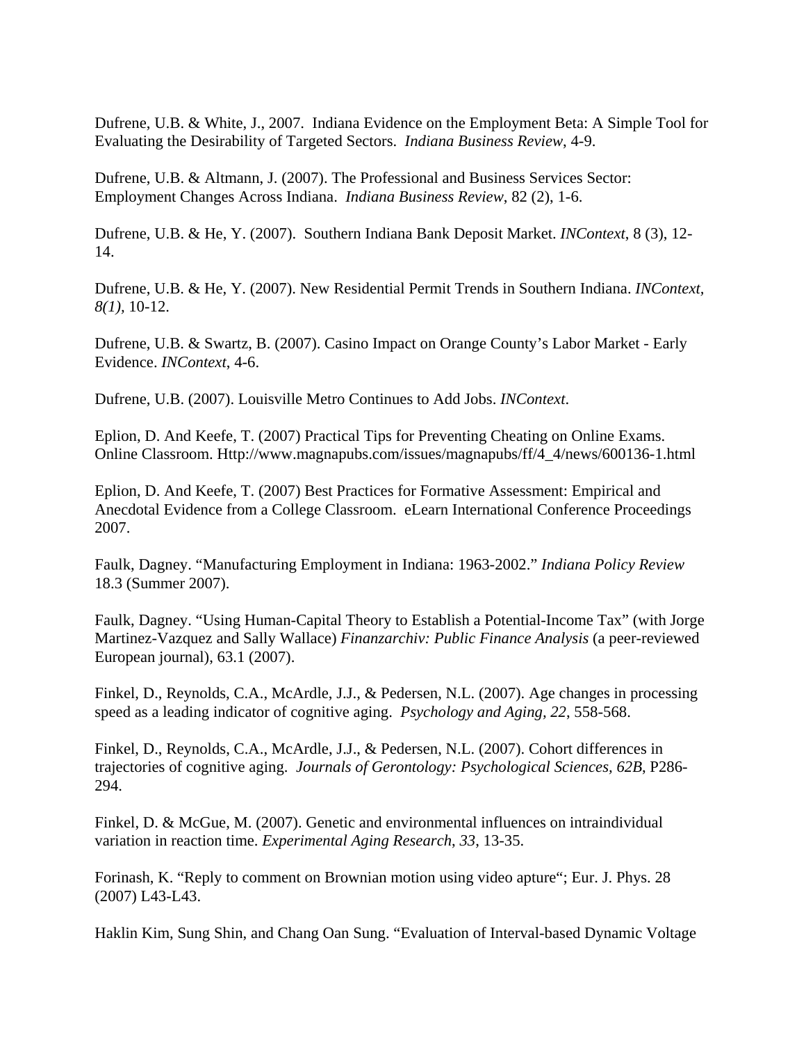Dufrene, U.B. & White, J., 2007. Indiana Evidence on the Employment Beta: A Simple Tool for Evaluating the Desirability of Targeted Sectors. *Indiana Business Review*, 4-9.

Dufrene, U.B. & Altmann, J. (2007). The Professional and Business Services Sector: Employment Changes Across Indiana. *Indiana Business Review*, 82 (2), 1-6.

Dufrene, U.B. & He, Y. (2007). Southern Indiana Bank Deposit Market. *INContext*, 8 (3), 12-14.

Dufrene, U.B. & He, Y. (2007). New Residential Permit Trends in Southern Indiana. *INContext, 8(1),* 10-12.

Dufrene, U.B. & Swartz, B. (2007). Casino Impact on Orange County's Labor Market - Early Evidence. *INContext*, 4-6.

Dufrene, U.B. (2007). Louisville Metro Continues to Add Jobs. *INContext*.

Eplion, D. And Keefe, T. (2007) Practical Tips for Preventing Cheating on Online Exams. Online Classroom. Http://www.magnapubs.com/issues/magnapubs/ff/4_4/news/600136-1.html

Eplion, D. And Keefe, T. (2007) Best Practices for Formative Assessment: Empirical and Anecdotal Evidence from a College Classroom. eLearn International Conference Proceedings 2007.

Faulk, Dagney. "Manufacturing Employment in Indiana: 1963-2002." *Indiana Policy Review* 18.3 (Summer 2007).

Faulk, Dagney. "Using Human-Capital Theory to Establish a Potential-Income Tax" (with Jorge Martinez-Vazquez and Sally Wallace) *Finanzarchiv: Public Finance Analysis* (a peer-reviewed European journal), 63.1 (2007).

Finkel, D., Reynolds, C.A., McArdle, J.J., & Pedersen, N.L. (2007). Age changes in processing speed as a leading indicator of cognitive aging. *Psychology and Aging, 22*, 558-568.

Finkel, D., Reynolds, C.A., McArdle, J.J., & Pedersen, N.L. (2007). Cohort differences in trajectories of cognitive aging. *Journals of Gerontology: Psychological Sciences, 62B*, P286-294.

Finkel, D. & McGue, M. (2007). Genetic and environmental influences on intraindividual variation in reaction time. *Experimental Aging Research, 33*, 13-35.

Forinash, K. "Reply to comment on Brownian motion using video apture"; Eur. J. Phys. 28 (2007) L43-L43.

Haklin Kim, Sung Shin, and Chang Oan Sung. "Evaluation of Interval-based Dynamic Voltage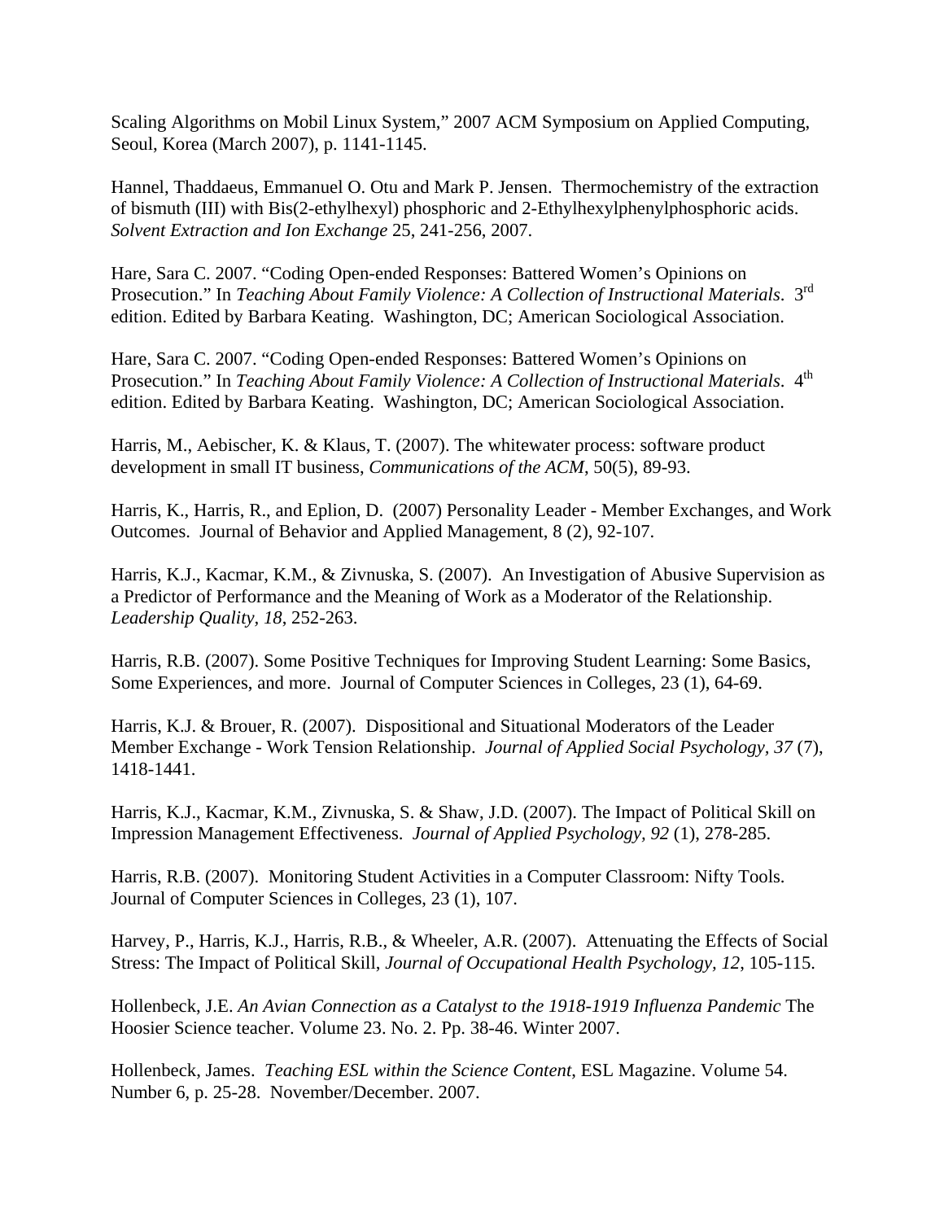Scaling Algorithms on Mobil Linux System," 2007 ACM Symposium on Applied Computing, Seoul, Korea (March 2007), p. 1141-1145.

Hannel, Thaddaeus, Emmanuel O. Otu and Mark P. Jensen. Thermochemistry of the extraction of bismuth (III) with Bis(2-ethylhexyl) phosphoric and 2-Ethylhexylphenylphosphoric acids. *Solvent Extraction and Ion Exchange* 25, 241-256, 2007.

Hare, Sara C. 2007. "Coding Open-ended Responses: Battered Women's Opinions on Prosecution." In *Teaching About Family Violence: A Collection of Instructional Materials*. 3rd edition. Edited by Barbara Keating. Washington, DC; American Sociological Association.

Hare, Sara C. 2007. "Coding Open-ended Responses: Battered Women's Opinions on Prosecution." In *Teaching About Family Violence: A Collection of Instructional Materials*. 4th edition. Edited by Barbara Keating. Washington, DC; American Sociological Association.

Harris, M., Aebischer, K. & Klaus, T. (2007). The whitewater process: software product development in small IT business, *Communications of the ACM*, 50(5), 89-93.

Harris, K., Harris, R., and Eplion, D. (2007) Personality Leader - Member Exchanges, and Work Outcomes. Journal of Behavior and Applied Management, 8 (2), 92-107.

Harris, K.J., Kacmar, K.M., & Zivnuska, S. (2007). An Investigation of Abusive Supervision as a Predictor of Performance and the Meaning of Work as a Moderator of the Relationship. *Leadership Quality, 18*, 252-263.

Harris, R.B. (2007). Some Positive Techniques for Improving Student Learning: Some Basics, Some Experiences, and more. Journal of Computer Sciences in Colleges, 23 (1), 64-69.

Harris, K.J. & Brouer, R. (2007). Dispositional and Situational Moderators of the Leader Member Exchange - Work Tension Relationship. *Journal of Applied Social Psychology, 37* (7), 1418-1441.

Harris, K.J., Kacmar, K.M., Zivnuska, S. & Shaw, J.D. (2007). The Impact of Political Skill on Impression Management Effectiveness. *Journal of Applied Psychology, 92* (1), 278-285.

Harris, R.B. (2007). Monitoring Student Activities in a Computer Classroom: Nifty Tools. Journal of Computer Sciences in Colleges, 23 (1), 107.

Harvey, P., Harris, K.J., Harris, R.B., & Wheeler, A.R. (2007). Attenuating the Effects of Social Stress: The Impact of Political Skill, *Journal of Occupational Health Psychology, 12*, 105-115.

Hollenbeck, J.E. *An Avian Connection as a Catalyst to the 1918-1919 Influenza Pandemic* The Hoosier Science teacher. Volume 23. No. 2. Pp. 38-46. Winter 2007.

Hollenbeck, James. *Teaching ESL within the Science Content*, ESL Magazine. Volume 54. Number 6, p. 25-28. November/December. 2007.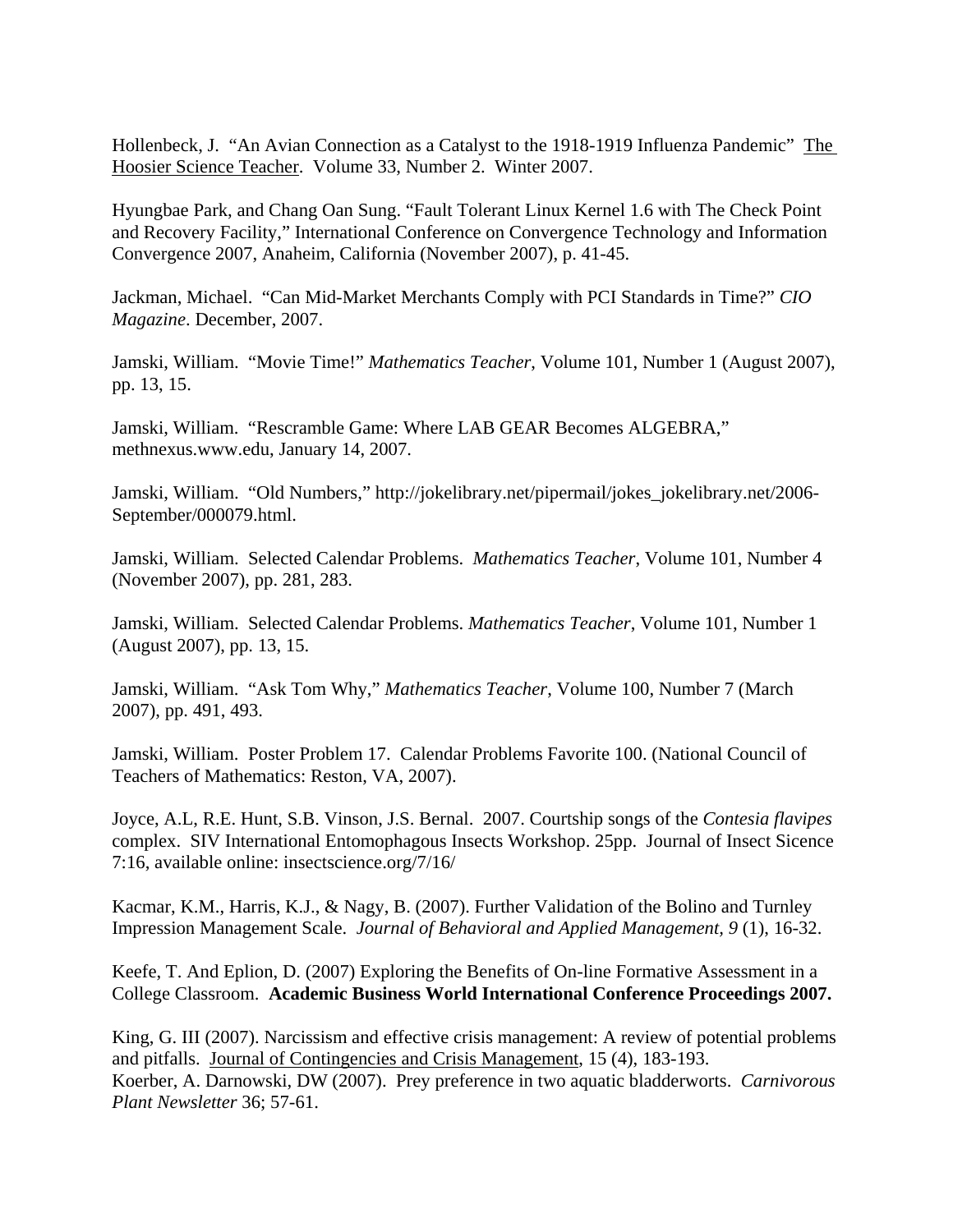Hollenbeck, J. "An Avian Connection as a Catalyst to the 1918-1919 Influenza Pandemic" The Hoosier Science Teacher. Volume 33, Number 2. Winter 2007.

Hyungbae Park, and Chang Oan Sung. "Fault Tolerant Linux Kernel 1.6 with The Check Point and Recovery Facility," International Conference on Convergence Technology and Information Convergence 2007, Anaheim, California (November 2007), p. 41-45.

Jackman, Michael. "Can Mid-Market Merchants Comply with PCI Standards in Time?" *CIO Magazine*. December, 2007.

Jamski, William. "Movie Time!" *Mathematics Teacher*, Volume 101, Number 1 (August 2007), pp. 13, 15.

Jamski, William. "Rescramble Game: Where LAB GEAR Becomes ALGEBRA," methnexus.www.edu, January 14, 2007.

Jamski, William. "Old Numbers," http://jokelibrary.net/pipermail/jokes_jokelibrary.net/2006-September/000079.html.

Jamski, William. Selected Calendar Problems. *Mathematics Teacher*, Volume 101, Number 4 (November 2007), pp. 281, 283.

Jamski, William. Selected Calendar Problems. *Mathematics Teacher*, Volume 101, Number 1 (August 2007), pp. 13, 15.

Jamski, William. "Ask Tom Why," *Mathematics Teacher*, Volume 100, Number 7 (March 2007), pp. 491, 493.

Jamski, William. Poster Problem 17. Calendar Problems Favorite 100. (National Council of Teachers of Mathematics: Reston, VA, 2007).

Joyce, A.L, R.E. Hunt, S.B. Vinson, J.S. Bernal. 2007. Courtship songs of the *Contesia flavipes* complex. SIV International Entomophagous Insects Workshop. 25pp. Journal of Insect Sicence 7:16, available online: insectscience.org/7/16/

Kacmar, K.M., Harris, K.J., & Nagy, B. (2007). Further Validation of the Bolino and Turnley Impression Management Scale. *Journal of Behavioral and Applied Management, 9* (1), 16-32.

Keefe, T. And Eplion, D. (2007) Exploring the Benefits of On-line Formative Assessment in a College Classroom. **Academic Business World International Conference Proceedings 2007.**

King, G. III (2007). Narcissism and effective crisis management: A review of potential problems and pitfalls. Journal of Contingencies and Crisis Management, 15 (4), 183-193.

Koerber, A. Darnowski, DW (2007). Prey preference in two aquatic bladderworts. *Carnivorous Plant Newsletter* 36; 57-61.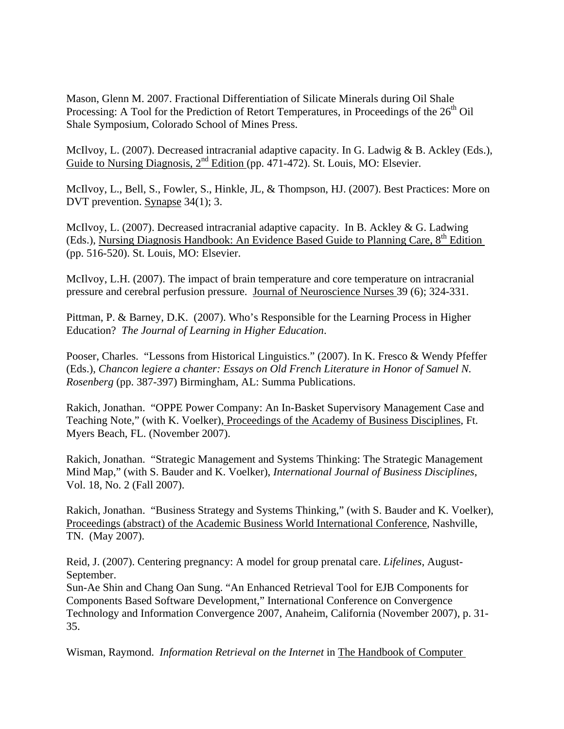Mason, Glenn M. 2007. Fractional Differentiation of Silicate Minerals during Oil Shale Processing: A Tool for the Prediction of Retort Temperatures, in Proceedings of the 26th Oil Shale Symposium, Colorado School of Mines Press.

McIlvoy, L. (2007). Decreased intracranial adaptive capacity. In G. Ladwig & B. Ackley (Eds.), Guide to Nursing Diagnosis, 2nd Edition (pp. 471-472). St. Louis, MO: Elsevier.

McIlvoy, L., Bell, S., Fowler, S., Hinkle, JL, & Thompson, HJ. (2007). Best Practices: More on DVT prevention. Synapse 34(1); 3.

McIlvoy, L. (2007). Decreased intracranial adaptive capacity. In B. Ackley & G. Ladwing (Eds.), Nursing Diagnosis Handbook: An Evidence Based Guide to Planning Care, 8th Edition (pp. 516-520). St. Louis, MO: Elsevier.

McIlvoy, L.H. (2007). The impact of brain temperature and core temperature on intracranial pressure and cerebral perfusion pressure. Journal of Neuroscience Nurses 39 (6); 324-331.

Pittman, P. & Barney, D.K. (2007). Who's Responsible for the Learning Process in Higher Education? *The Journal of Learning in Higher Education*.

Pooser, Charles. "Lessons from Historical Linguistics." (2007). In K. Fresco & Wendy Pfeffer (Eds.), *Chancon legiere a chanter: Essays on Old French Literature in Honor of Samuel N. Rosenberg* (pp. 387-397) Birmingham, AL: Summa Publications.

Rakich, Jonathan. "OPPE Power Company: An In-Basket Supervisory Management Case and Teaching Note," (with K. Voelker), Proceedings of the Academy of Business Disciplines, Ft. Myers Beach, FL. (November 2007).

Rakich, Jonathan. "Strategic Management and Systems Thinking: The Strategic Management Mind Map," (with S. Bauder and K. Voelker), *International Journal of Business Disciplines*, Vol. 18, No. 2 (Fall 2007).

Rakich, Jonathan. "Business Strategy and Systems Thinking," (with S. Bauder and K. Voelker), Proceedings (abstract) of the Academic Business World International Conference, Nashville, TN. (May 2007).

Reid, J. (2007). Centering pregnancy: A model for group prenatal care. *Lifelines*, August-September.

Sun-Ae Shin and Chang Oan Sung. "An Enhanced Retrieval Tool for EJB Components for Components Based Software Development," International Conference on Convergence Technology and Information Convergence 2007, Anaheim, California (November 2007), p. 31-35.

Wisman, Raymond. *Information Retrieval on the Internet* in The Handbook of Computer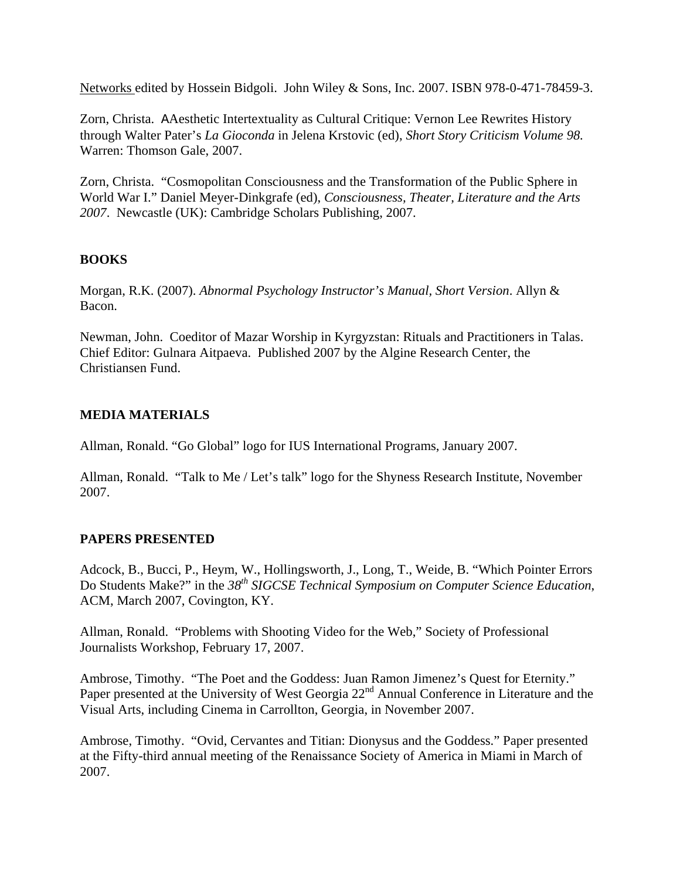Networks edited by Hossein Bidgoli. John Wiley & Sons, Inc. 2007. ISBN 978-0-471-78459-3.

Zorn, Christa. AAesthetic Intertextuality as Cultural Critique: Vernon Lee Rewrites History through Walter Pater's *La Gioconda* in Jelena Krstovic (ed), *Short Story Criticism Volume 98.* Warren: Thomson Gale, 2007.

Zorn, Christa. "Cosmopolitan Consciousness and the Transformation of the Public Sphere in World War I." Daniel Meyer-Dinkgrafe (ed), *Consciousness, Theater, Literature and the Arts 2007*. Newcastle (UK): Cambridge Scholars Publishing, 2007.

## BOOKS

Morgan, R.K. (2007). *Abnormal Psychology Instructor's Manual, Short Version*. Allyn & Bacon.

Newman, John. Coeditor of Mazar Worship in Kyrgyzstan: Rituals and Practitioners in Talas. Chief Editor: Gulnara Aitpaeva. Published 2007 by the Algine Research Center, the Christiansen Fund.

## MEDIA MATERIALS

Allman, Ronald. "Go Global" logo for IUS International Programs, January 2007.

Allman, Ronald. "Talk to Me / Let's talk" logo for the Shyness Research Institute, November 2007.

## PAPERS PRESENTED

Adcock, B., Bucci, P., Heym, W., Hollingsworth, J., Long, T., Weide, B. "Which Pointer Errors Do Students Make?" in the *38th SIGCSE Technical Symposium on Computer Science Education*, ACM, March 2007, Covington, KY.

Allman, Ronald. "Problems with Shooting Video for the Web," Society of Professional Journalists Workshop, February 17, 2007.

Ambrose, Timothy. "The Poet and the Goddess: Juan Ramon Jimenez's Quest for Eternity." Paper presented at the University of West Georgia 22nd Annual Conference in Literature and the Visual Arts, including Cinema in Carrollton, Georgia, in November 2007.

Ambrose, Timothy. "Ovid, Cervantes and Titian: Dionysus and the Goddess." Paper presented at the Fifty-third annual meeting of the Renaissance Society of America in Miami in March of 2007.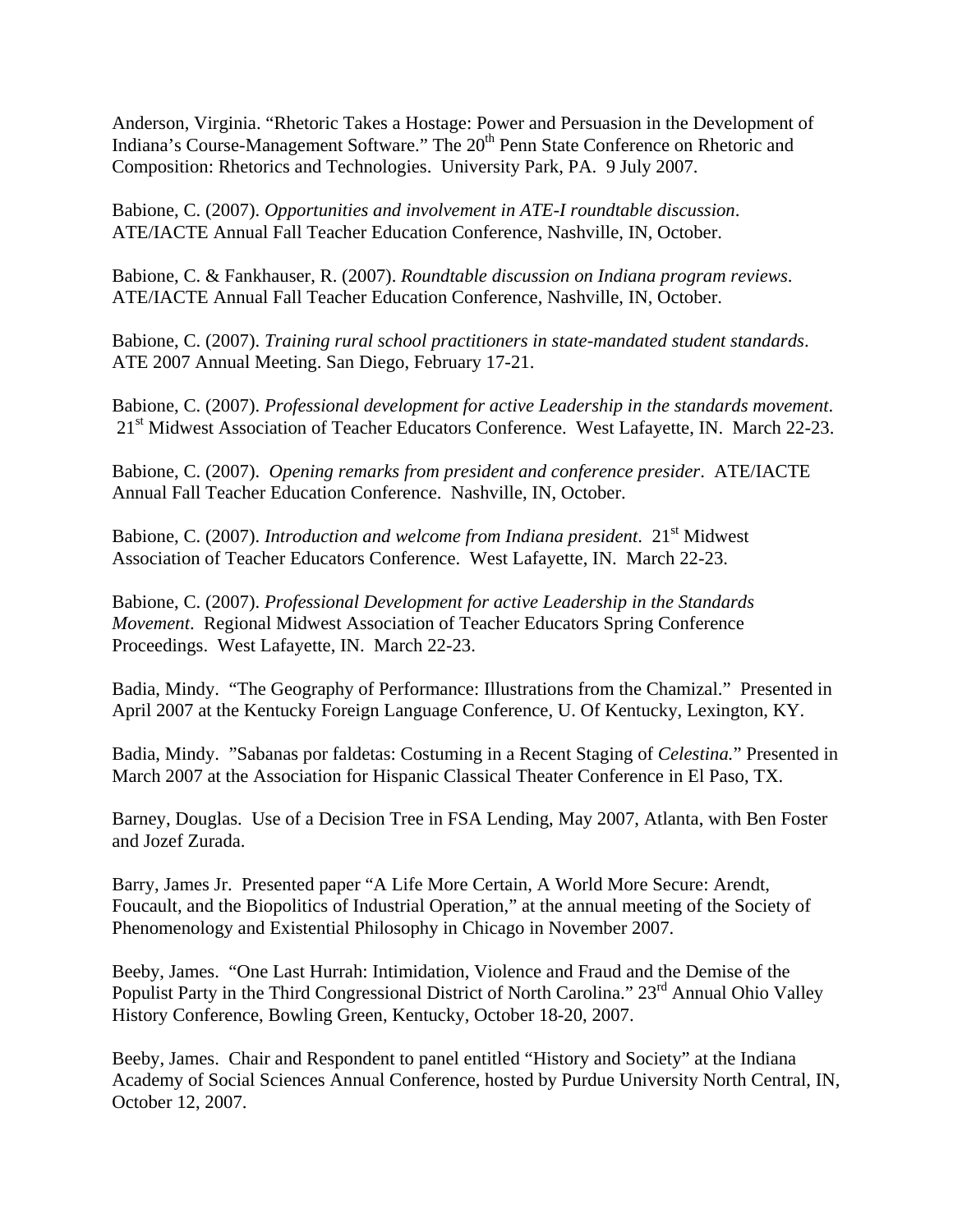Anderson, Virginia. "Rhetoric Takes a Hostage: Power and Persuasion in the Development of Indiana's Course-Management Software." The 20th Penn State Conference on Rhetoric and Composition: Rhetorics and Technologies. University Park, PA. 9 July 2007.

Babione, C. (2007). *Opportunities and involvement in ATE-I roundtable discussion*. ATE/IACTE Annual Fall Teacher Education Conference, Nashville, IN, October.

Babione, C. & Fankhauser, R. (2007). *Roundtable discussion on Indiana program reviews*. ATE/IACTE Annual Fall Teacher Education Conference, Nashville, IN, October.

Babione, C. (2007). *Training rural school practitioners in state-mandated student standards*. ATE 2007 Annual Meeting. San Diego, February 17-21.

Babione, C. (2007). *Professional development for active Leadership in the standards movement*. 21st Midwest Association of Teacher Educators Conference. West Lafayette, IN. March 22-23.

Babione, C. (2007). *Opening remarks from president and conference presider*. ATE/IACTE Annual Fall Teacher Education Conference. Nashville, IN, October.

Babione, C. (2007). *Introduction and welcome from Indiana president*. 21st Midwest Association of Teacher Educators Conference. West Lafayette, IN. March 22-23.

Babione, C. (2007). *Professional Development for active Leadership in the Standards Movement*. Regional Midwest Association of Teacher Educators Spring Conference Proceedings. West Lafayette, IN. March 22-23.

Badia, Mindy. "The Geography of Performance: Illustrations from the Chamizal." Presented in April 2007 at the Kentucky Foreign Language Conference, U. Of Kentucky, Lexington, KY.

Badia, Mindy. "Sabanas por faldetas: Costuming in a Recent Staging of *Celestina*." Presented in March 2007 at the Association for Hispanic Classical Theater Conference in El Paso, TX.

Barney, Douglas. Use of a Decision Tree in FSA Lending, May 2007, Atlanta, with Ben Foster and Jozef Zurada.

Barry, James Jr. Presented paper "A Life More Certain, A World More Secure: Arendt, Foucault, and the Biopolitics of Industrial Operation," at the annual meeting of the Society of Phenomenology and Existential Philosophy in Chicago in November 2007.

Beeby, James. "One Last Hurrah: Intimidation, Violence and Fraud and the Demise of the Populist Party in the Third Congressional District of North Carolina." 23rd Annual Ohio Valley History Conference, Bowling Green, Kentucky, October 18-20, 2007.

Beeby, James. Chair and Respondent to panel entitled "History and Society" at the Indiana Academy of Social Sciences Annual Conference, hosted by Purdue University North Central, IN, October 12, 2007.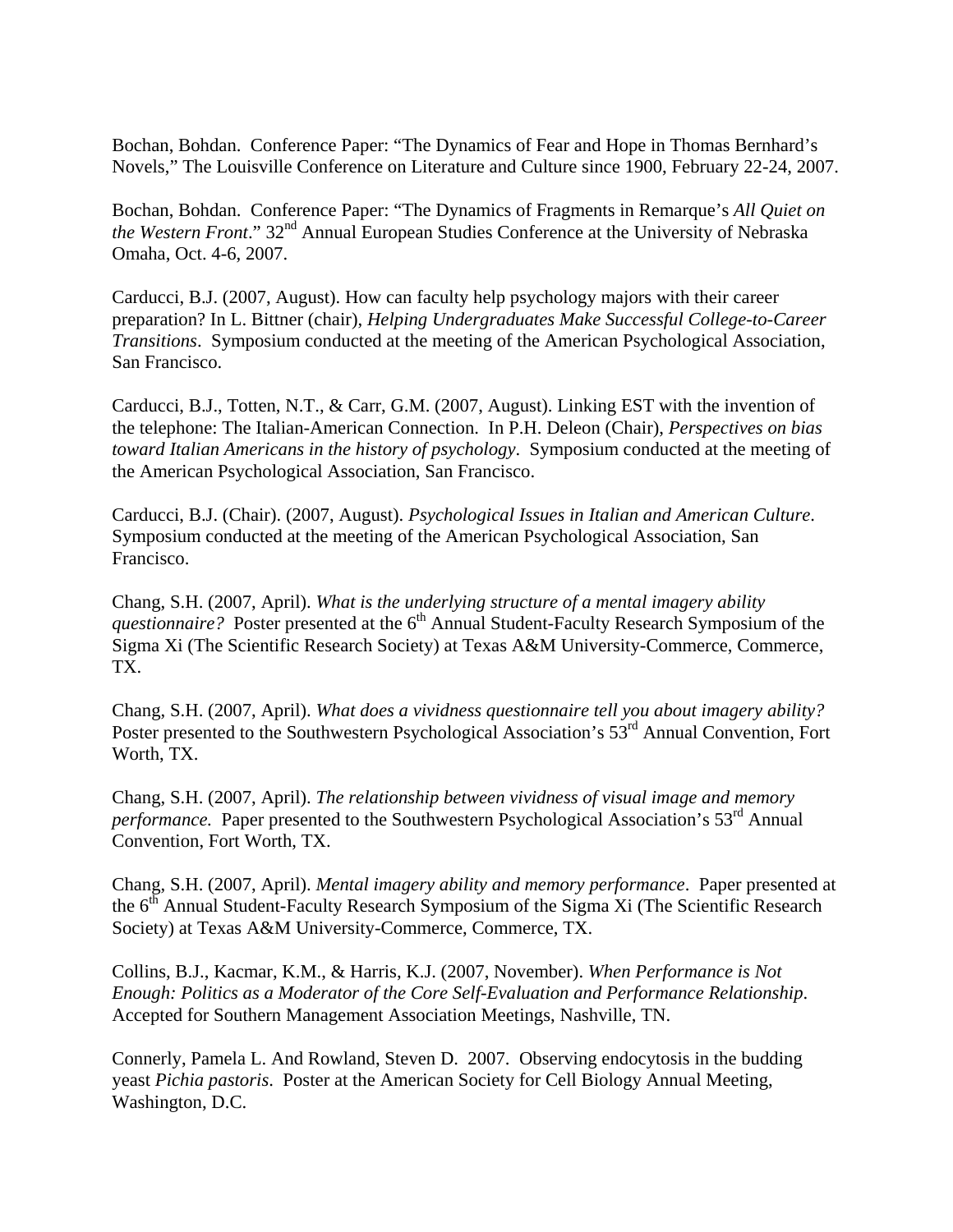Bochan, Bohdan. Conference Paper: "The Dynamics of Fear and Hope in Thomas Bernhard's Novels," The Louisville Conference on Literature and Culture since 1900, February 22-24, 2007.

Bochan, Bohdan. Conference Paper: "The Dynamics of Fragments in Remarque's *All Quiet on the Western Front*." 32nd Annual European Studies Conference at the University of Nebraska Omaha, Oct. 4-6, 2007.

Carducci, B.J. (2007, August). How can faculty help psychology majors with their career preparation? In L. Bittner (chair), *Helping Undergraduates Make Successful College-to-Career Transitions*. Symposium conducted at the meeting of the American Psychological Association, San Francisco.

Carducci, B.J., Totten, N.T., & Carr, G.M. (2007, August). Linking EST with the invention of the telephone: The Italian-American Connection. In P.H. Deleon (Chair), *Perspectives on bias toward Italian Americans in the history of psychology*. Symposium conducted at the meeting of the American Psychological Association, San Francisco.

Carducci, B.J. (Chair). (2007, August). *Psychological Issues in Italian and American Culture*. Symposium conducted at the meeting of the American Psychological Association, San Francisco.

Chang, S.H. (2007, April). *What is the underlying structure of a mental imagery ability questionnaire?* Poster presented at the 6th Annual Student-Faculty Research Symposium of the Sigma Xi (The Scientific Research Society) at Texas A&M University-Commerce, Commerce, TX.

Chang, S.H. (2007, April). *What does a vividness questionnaire tell you about imagery ability?* Poster presented to the Southwestern Psychological Association's 53rd Annual Convention, Fort Worth, TX.

Chang, S.H. (2007, April). *The relationship between vividness of visual image and memory performance.* Paper presented to the Southwestern Psychological Association's 53rd Annual Convention, Fort Worth, TX.

Chang, S.H. (2007, April). *Mental imagery ability and memory performance*. Paper presented at the 6th Annual Student-Faculty Research Symposium of the Sigma Xi (The Scientific Research Society) at Texas A&M University-Commerce, Commerce, TX.

Collins, B.J., Kacmar, K.M., & Harris, K.J. (2007, November). *When Performance is Not Enough: Politics as a Moderator of the Core Self-Evaluation and Performance Relationship.* Accepted for Southern Management Association Meetings, Nashville, TN.

Connerly, Pamela L. And Rowland, Steven D. 2007. Observing endocytosis in the budding yeast *Pichia pastoris*. Poster at the American Society for Cell Biology Annual Meeting, Washington, D.C.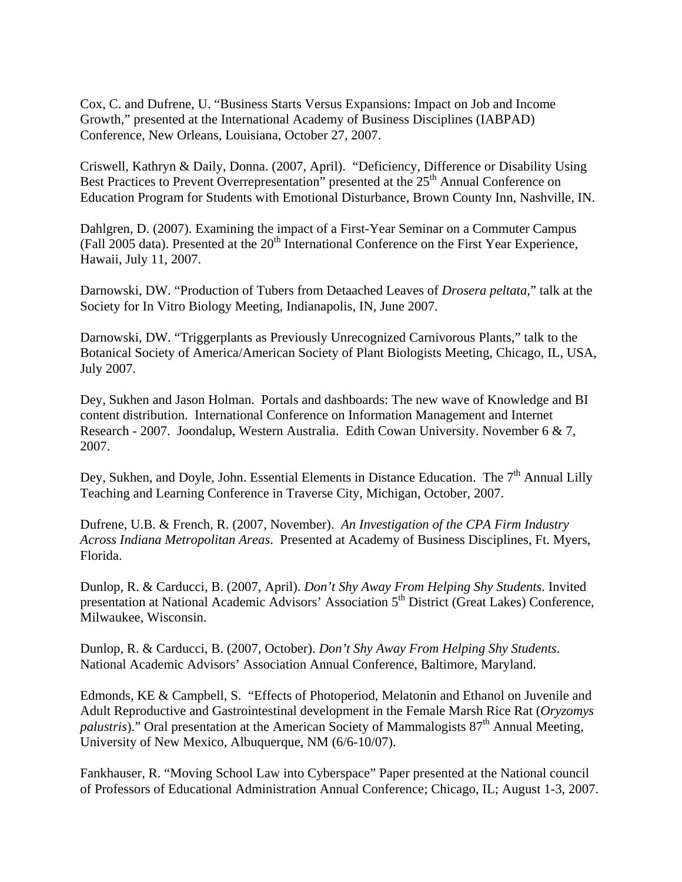Cox, C. and Dufrene, U. “Business Starts Versus Expansions: Impact on Job and Income Growth,” presented at the International Academy of Business Disciplines (IABPAD) Conference, New Orleans, Louisiana, October 27, 2007.

Criswell, Kathryn & Daily, Donna. (2007, April). “Deficiency, Difference or Disability Using Best Practices to Prevent Overrepresentation” presented at the 25th Annual Conference on Education Program for Students with Emotional Disturbance, Brown County Inn, Nashville, IN.

Dahlgren, D. (2007). Examining the impact of a First-Year Seminar on a Commuter Campus (Fall 2005 data). Presented at the 20th International Conference on the First Year Experience, Hawaii, July 11, 2007.

Darnowski, DW. “Production of Tubers from Detaached Leaves of *Drosera peltata*,” talk at the Society for In Vitro Biology Meeting, Indianapolis, IN, June 2007.

Darnowski, DW. “Triggerplants as Previously Unrecognized Carnivorous Plants,” talk to the Botanical Society of America/American Society of Plant Biologists Meeting, Chicago, IL, USA, July 2007.

Dey, Sukhen and Jason Holman. Portals and dashboards: The new wave of Knowledge and BI content distribution. International Conference on Information Management and Internet Research - 2007. Joondalup, Western Australia. Edith Cowan University. November 6 & 7, 2007.

Dey, Sukhen, and Doyle, John. Essential Elements in Distance Education. The 7th Annual Lilly Teaching and Learning Conference in Traverse City, Michigan, October, 2007.

Dufrene, U.B. & French, R. (2007, November). *An Investigation of the CPA Firm Industry Across Indiana Metropolitan Areas*. Presented at Academy of Business Disciplines, Ft. Myers, Florida.

Dunlop, R. & Carducci, B. (2007, April). *Don’t Shy Away From Helping Shy Students*. Invited presentation at National Academic Advisors’ Association 5th District (Great Lakes) Conference, Milwaukee, Wisconsin.

Dunlop, R. & Carducci, B. (2007, October). *Don’t Shy Away From Helping Shy Students*. National Academic Advisors’ Association Annual Conference, Baltimore, Maryland.

Edmonds, KE & Campbell, S. “Effects of Photoperiod, Melatonin and Ethanol on Juvenile and Adult Reproductive and Gastrointestinal development in the Female Marsh Rice Rat (*Oryzomys palustris*).” Oral presentation at the American Society of Mammalogists 87th Annual Meeting, University of New Mexico, Albuquerque, NM (6/6-10/07).

Fankhauser, R. “Moving School Law into Cyberspace” Paper presented at the National council of Professors of Educational Administration Annual Conference; Chicago, IL; August 1-3, 2007.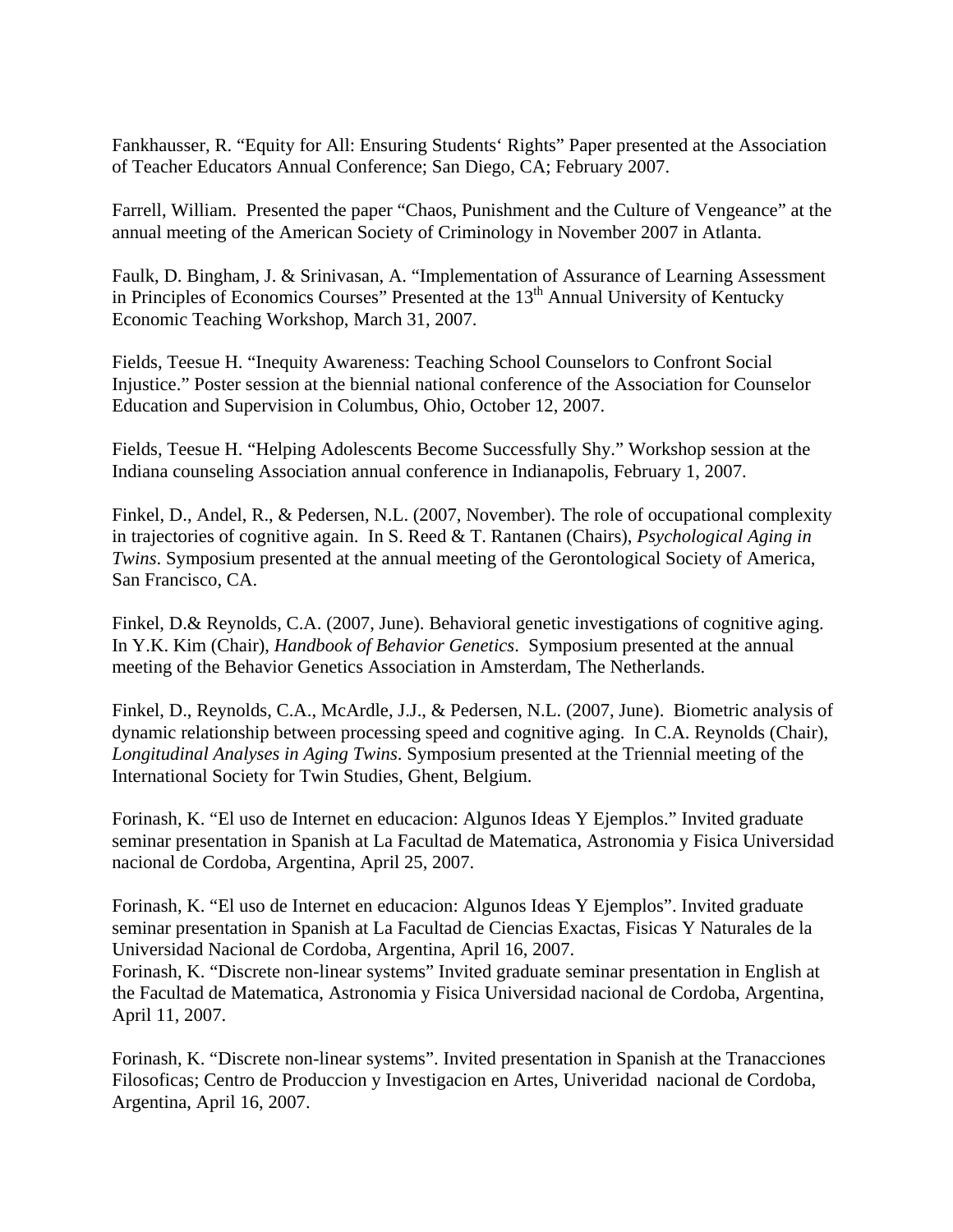Fankhausser, R. “Equity for All: Ensuring Students‘ Rights” Paper presented at the Association of Teacher Educators Annual Conference; San Diego, CA; February 2007.

Farrell, William. Presented the paper “Chaos, Punishment and the Culture of Vengeance” at the annual meeting of the American Society of Criminology in November 2007 in Atlanta.

Faulk, D. Bingham, J. & Srinivasan, A. “Implementation of Assurance of Learning Assessment in Principles of Economics Courses” Presented at the 13th Annual University of Kentucky Economic Teaching Workshop, March 31, 2007.

Fields, Teesue H. “Inequity Awareness: Teaching School Counselors to Confront Social Injustice.” Poster session at the biennial national conference of the Association for Counselor Education and Supervision in Columbus, Ohio, October 12, 2007.

Fields, Teesue H. “Helping Adolescents Become Successfully Shy.” Workshop session at the Indiana counseling Association annual conference in Indianapolis, February 1, 2007.

Finkel, D., Andel, R., & Pedersen, N.L. (2007, November). The role of occupational complexity in trajectories of cognitive again. In S. Reed & T. Rantanen (Chairs), *Psychological Aging in Twins*. Symposium presented at the annual meeting of the Gerontological Society of America, San Francisco, CA.

Finkel, D.& Reynolds, C.A. (2007, June). Behavioral genetic investigations of cognitive aging. In Y.K. Kim (Chair), *Handbook of Behavior Genetics*. Symposium presented at the annual meeting of the Behavior Genetics Association in Amsterdam, The Netherlands.

Finkel, D., Reynolds, C.A., McArdle, J.J., & Pedersen, N.L. (2007, June). Biometric analysis of dynamic relationship between processing speed and cognitive aging. In C.A. Reynolds (Chair), *Longitudinal Analyses in Aging Twins*. Symposium presented at the Triennial meeting of the International Society for Twin Studies, Ghent, Belgium.

Forinash, K. “El uso de Internet en educacion: Algunos Ideas Y Ejemplos.” Invited graduate seminar presentation in Spanish at La Facultad de Matematica, Astronomia y Fisica Universidad nacional de Cordoba, Argentina, April 25, 2007.

Forinash, K. “El uso de Internet en educacion: Algunos Ideas Y Ejemplos”. Invited graduate seminar presentation in Spanish at La Facultad de Ciencias Exactas, Fisicas Y Naturales de la Universidad Nacional de Cordoba, Argentina, April 16, 2007.
Forinash, K. “Discrete non-linear systems” Invited graduate seminar presentation in English at the Facultad de Matematica, Astronomia y Fisica Universidad nacional de Cordoba, Argentina, April 11, 2007.

Forinash, K. “Discrete non-linear systems”. Invited presentation in Spanish at the Tranacciones Filosoficas; Centro de Produccion y Investigacion en Artes, Univeridad nacional de Cordoba, Argentina, April 16, 2007.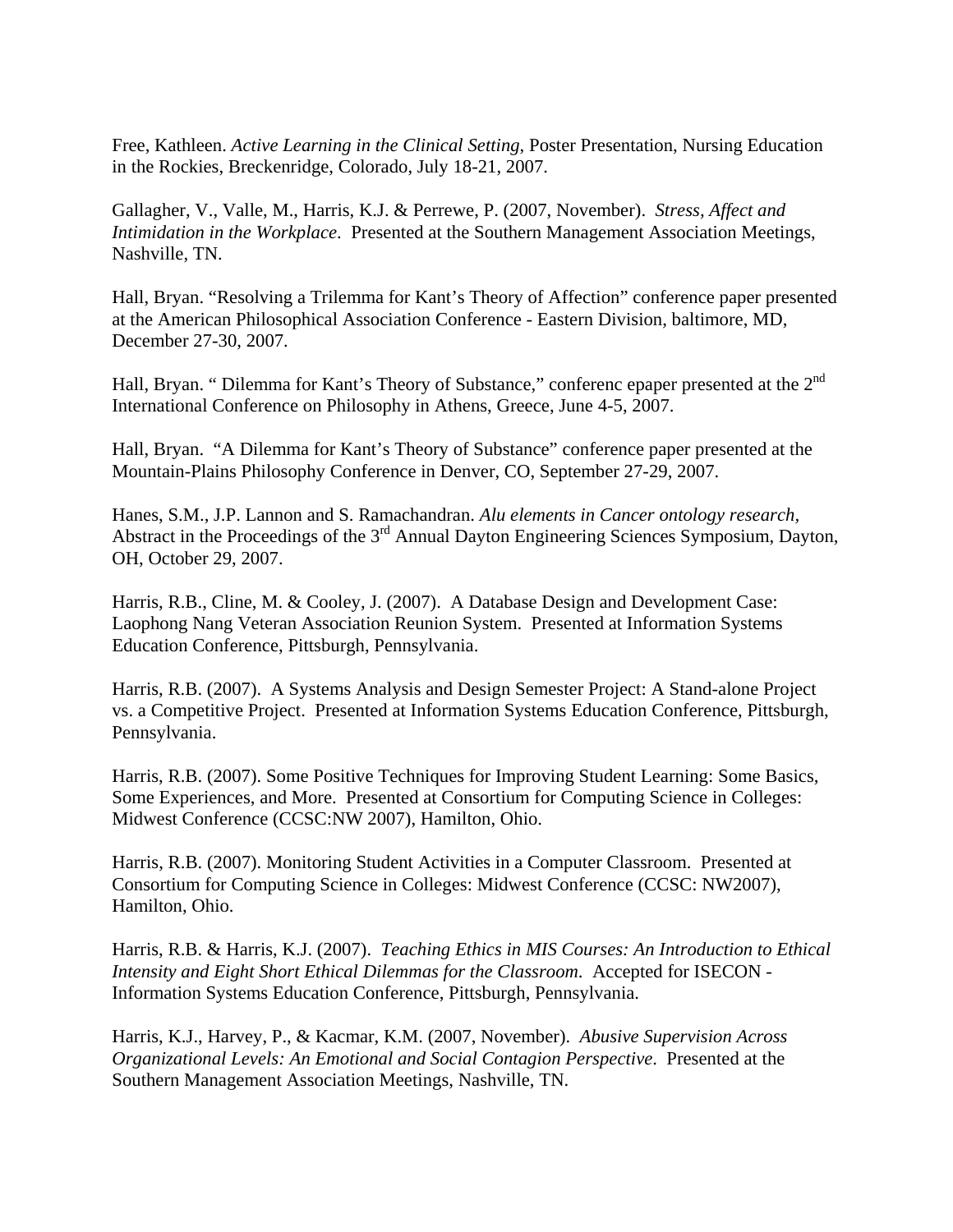Free, Kathleen. *Active Learning in the Clinical Setting*, Poster Presentation, Nursing Education in the Rockies, Breckenridge, Colorado, July 18-21, 2007.

Gallagher, V., Valle, M., Harris, K.J. & Perrewe, P. (2007, November). *Stress, Affect and Intimidation in the Workplace*. Presented at the Southern Management Association Meetings, Nashville, TN.

Hall, Bryan. "Resolving a Trilemma for Kant's Theory of Affection" conference paper presented at the American Philosophical Association Conference - Eastern Division, baltimore, MD, December 27-30, 2007.

Hall, Bryan. " Dilemma for Kant's Theory of Substance," conferenc epaper presented at the 2nd International Conference on Philosophy in Athens, Greece, June 4-5, 2007.

Hall, Bryan. "A Dilemma for Kant's Theory of Substance" conference paper presented at the Mountain-Plains Philosophy Conference in Denver, CO, September 27-29, 2007.

Hanes, S.M., J.P. Lannon and S. Ramachandran. *Alu elements in Cancer ontology research,* Abstract in the Proceedings of the 3rd Annual Dayton Engineering Sciences Symposium, Dayton, OH, October 29, 2007.

Harris, R.B., Cline, M. & Cooley, J. (2007). A Database Design and Development Case: Laophong Nang Veteran Association Reunion System. Presented at Information Systems Education Conference, Pittsburgh, Pennsylvania.

Harris, R.B. (2007). A Systems Analysis and Design Semester Project: A Stand-alone Project vs. a Competitive Project. Presented at Information Systems Education Conference, Pittsburgh, Pennsylvania.

Harris, R.B. (2007). Some Positive Techniques for Improving Student Learning: Some Basics, Some Experiences, and More. Presented at Consortium for Computing Science in Colleges: Midwest Conference (CCSC:NW 2007), Hamilton, Ohio.

Harris, R.B. (2007). Monitoring Student Activities in a Computer Classroom. Presented at Consortium for Computing Science in Colleges: Midwest Conference (CCSC: NW2007), Hamilton, Ohio.

Harris, R.B. & Harris, K.J. (2007). *Teaching Ethics in MIS Courses: An Introduction to Ethical Intensity and Eight Short Ethical Dilemmas for the Classroom.* Accepted for ISECON - Information Systems Education Conference, Pittsburgh, Pennsylvania.

Harris, K.J., Harvey, P., & Kacmar, K.M. (2007, November). *Abusive Supervision Across Organizational Levels: An Emotional and Social Contagion Perspective*. Presented at the Southern Management Association Meetings, Nashville, TN.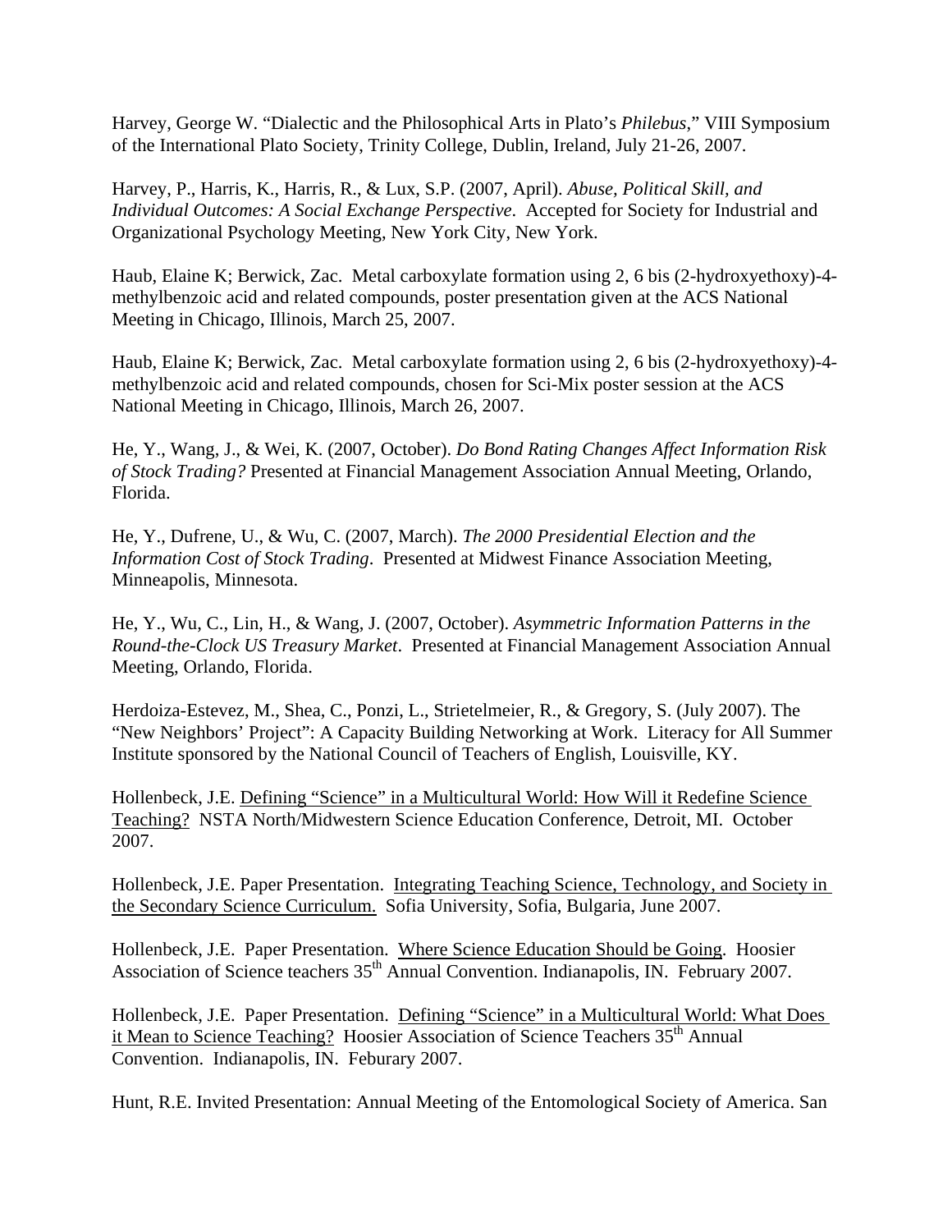Harvey, George W. “Dialectic and the Philosophical Arts in Plato’s *Philebus*,” VIII Symposium of the International Plato Society, Trinity College, Dublin, Ireland, July 21-26, 2007.

Harvey, P., Harris, K., Harris, R., & Lux, S.P. (2007, April). *Abuse, Political Skill, and Individual Outcomes: A Social Exchange Perspective*. Accepted for Society for Industrial and Organizational Psychology Meeting, New York City, New York.

Haub, Elaine K; Berwick, Zac. Metal carboxylate formation using 2, 6 bis (2-hydroxyethoxy)-4-methylbenzoic acid and related compounds, poster presentation given at the ACS National Meeting in Chicago, Illinois, March 25, 2007.

Haub, Elaine K; Berwick, Zac. Metal carboxylate formation using 2, 6 bis (2-hydroxyethoxy)-4-methylbenzoic acid and related compounds, chosen for Sci-Mix poster session at the ACS National Meeting in Chicago, Illinois, March 26, 2007.

He, Y., Wang, J., & Wei, K. (2007, October). *Do Bond Rating Changes Affect Information Risk of Stock Trading?* Presented at Financial Management Association Annual Meeting, Orlando, Florida.

He, Y., Dufrene, U., & Wu, C. (2007, March). *The 2000 Presidential Election and the Information Cost of Stock Trading*. Presented at Midwest Finance Association Meeting, Minneapolis, Minnesota.

He, Y., Wu, C., Lin, H., & Wang, J. (2007, October). *Asymmetric Information Patterns in the Round-the-Clock US Treasury Market*. Presented at Financial Management Association Annual Meeting, Orlando, Florida.

Herdoiza-Estevez, M., Shea, C., Ponzi, L., Strietelmeier, R., & Gregory, S. (July 2007). The “New Neighbors’ Project”: A Capacity Building Networking at Work. Literacy for All Summer Institute sponsored by the National Council of Teachers of English, Louisville, KY.

Hollenbeck, J.E. Defining “Science” in a Multicultural World: How Will it Redefine Science Teaching? NSTA North/Midwestern Science Education Conference, Detroit, MI. October 2007.

Hollenbeck, J.E. Paper Presentation. Integrating Teaching Science, Technology, and Society in the Secondary Science Curriculum. Sofia University, Sofia, Bulgaria, June 2007.

Hollenbeck, J.E. Paper Presentation. Where Science Education Should be Going. Hoosier Association of Science teachers 35th Annual Convention. Indianapolis, IN. February 2007.

Hollenbeck, J.E. Paper Presentation. Defining “Science” in a Multicultural World: What Does it Mean to Science Teaching? Hoosier Association of Science Teachers 35th Annual Convention. Indianapolis, IN. Feburary 2007.

Hunt, R.E. Invited Presentation: Annual Meeting of the Entomological Society of America. San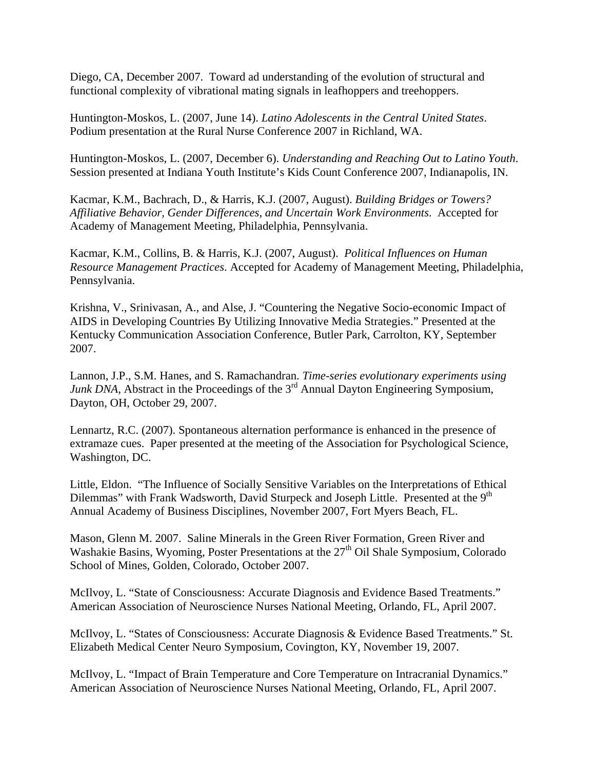Diego, CA, December 2007. Toward ad understanding of the evolution of structural and functional complexity of vibrational mating signals in leafhoppers and treehoppers.

Huntington-Moskos, L. (2007, June 14). *Latino Adolescents in the Central United States*. Podium presentation at the Rural Nurse Conference 2007 in Richland, WA.

Huntington-Moskos, L. (2007, December 6). *Understanding and Reaching Out to Latino Youth*. Session presented at Indiana Youth Institute's Kids Count Conference 2007, Indianapolis, IN.

Kacmar, K.M., Bachrach, D., & Harris, K.J. (2007, August). *Building Bridges or Towers? Affiliative Behavior, Gender Differences, and Uncertain Work Environments*. Accepted for Academy of Management Meeting, Philadelphia, Pennsylvania.

Kacmar, K.M., Collins, B. & Harris, K.J. (2007, August). *Political Influences on Human Resource Management Practices*. Accepted for Academy of Management Meeting, Philadelphia, Pennsylvania.

Krishna, V., Srinivasan, A., and Alse, J. "Countering the Negative Socio-economic Impact of AIDS in Developing Countries By Utilizing Innovative Media Strategies." Presented at the Kentucky Communication Association Conference, Butler Park, Carrolton, KY, September 2007.

Lannon, J.P., S.M. Hanes, and S. Ramachandran. *Time-series evolutionary experiments using Junk DNA*, Abstract in the Proceedings of the 3rd Annual Dayton Engineering Symposium, Dayton, OH, October 29, 2007.

Lennartz, R.C. (2007). Spontaneous alternation performance is enhanced in the presence of extramaze cues. Paper presented at the meeting of the Association for Psychological Science, Washington, DC.

Little, Eldon. "The Influence of Socially Sensitive Variables on the Interpretations of Ethical Dilemmas" with Frank Wadsworth, David Sturpeck and Joseph Little. Presented at the 9th Annual Academy of Business Disciplines, November 2007, Fort Myers Beach, FL.

Mason, Glenn M. 2007. Saline Minerals in the Green River Formation, Green River and Washakie Basins, Wyoming, Poster Presentations at the 27th Oil Shale Symposium, Colorado School of Mines, Golden, Colorado, October 2007.

McIlvoy, L. "State of Consciousness: Accurate Diagnosis and Evidence Based Treatments." American Association of Neuroscience Nurses National Meeting, Orlando, FL, April 2007.

McIlvoy, L. "States of Consciousness: Accurate Diagnosis & Evidence Based Treatments." St. Elizabeth Medical Center Neuro Symposium, Covington, KY, November 19, 2007.

McIlvoy, L. "Impact of Brain Temperature and Core Temperature on Intracranial Dynamics." American Association of Neuroscience Nurses National Meeting, Orlando, FL, April 2007.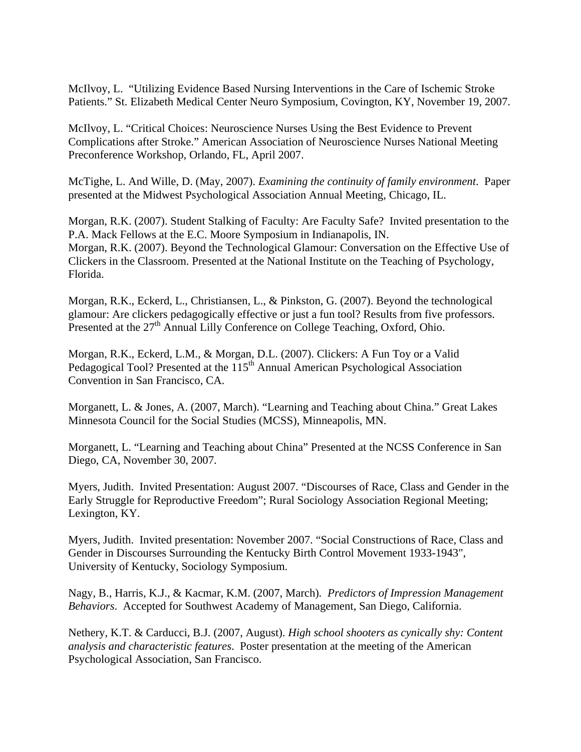McIlvoy, L. "Utilizing Evidence Based Nursing Interventions in the Care of Ischemic Stroke Patients." St. Elizabeth Medical Center Neuro Symposium, Covington, KY, November 19, 2007.

McIlvoy, L. "Critical Choices: Neuroscience Nurses Using the Best Evidence to Prevent Complications after Stroke." American Association of Neuroscience Nurses National Meeting Preconference Workshop, Orlando, FL, April 2007.

McTighe, L. And Wille, D. (May, 2007). *Examining the continuity of family environment*. Paper presented at the Midwest Psychological Association Annual Meeting, Chicago, IL.

Morgan, R.K. (2007). Student Stalking of Faculty: Are Faculty Safe? Invited presentation to the P.A. Mack Fellows at the E.C. Moore Symposium in Indianapolis, IN.
Morgan, R.K. (2007). Beyond the Technological Glamour: Conversation on the Effective Use of Clickers in the Classroom. Presented at the National Institute on the Teaching of Psychology, Florida.

Morgan, R.K., Eckerd, L., Christiansen, L., & Pinkston, G. (2007). Beyond the technological glamour: Are clickers pedagogically effective or just a fun tool? Results from five professors. Presented at the 27th Annual Lilly Conference on College Teaching, Oxford, Ohio.

Morgan, R.K., Eckerd, L.M., & Morgan, D.L. (2007). Clickers: A Fun Toy or a Valid Pedagogical Tool? Presented at the 115th Annual American Psychological Association Convention in San Francisco, CA.

Morganett, L. & Jones, A. (2007, March). "Learning and Teaching about China." Great Lakes Minnesota Council for the Social Studies (MCSS), Minneapolis, MN.

Morganett, L. "Learning and Teaching about China" Presented at the NCSS Conference in San Diego, CA, November 30, 2007.

Myers, Judith. Invited Presentation: August 2007. "Discourses of Race, Class and Gender in the Early Struggle for Reproductive Freedom"; Rural Sociology Association Regional Meeting; Lexington, KY.

Myers, Judith. Invited presentation: November 2007. "Social Constructions of Race, Class and Gender in Discourses Surrounding the Kentucky Birth Control Movement 1933-1943", University of Kentucky, Sociology Symposium.

Nagy, B., Harris, K.J., & Kacmar, K.M. (2007, March). *Predictors of Impression Management Behaviors*. Accepted for Southwest Academy of Management, San Diego, California.

Nethery, K.T. & Carducci, B.J. (2007, August). *High school shooters as cynically shy: Content analysis and characteristic features*. Poster presentation at the meeting of the American Psychological Association, San Francisco.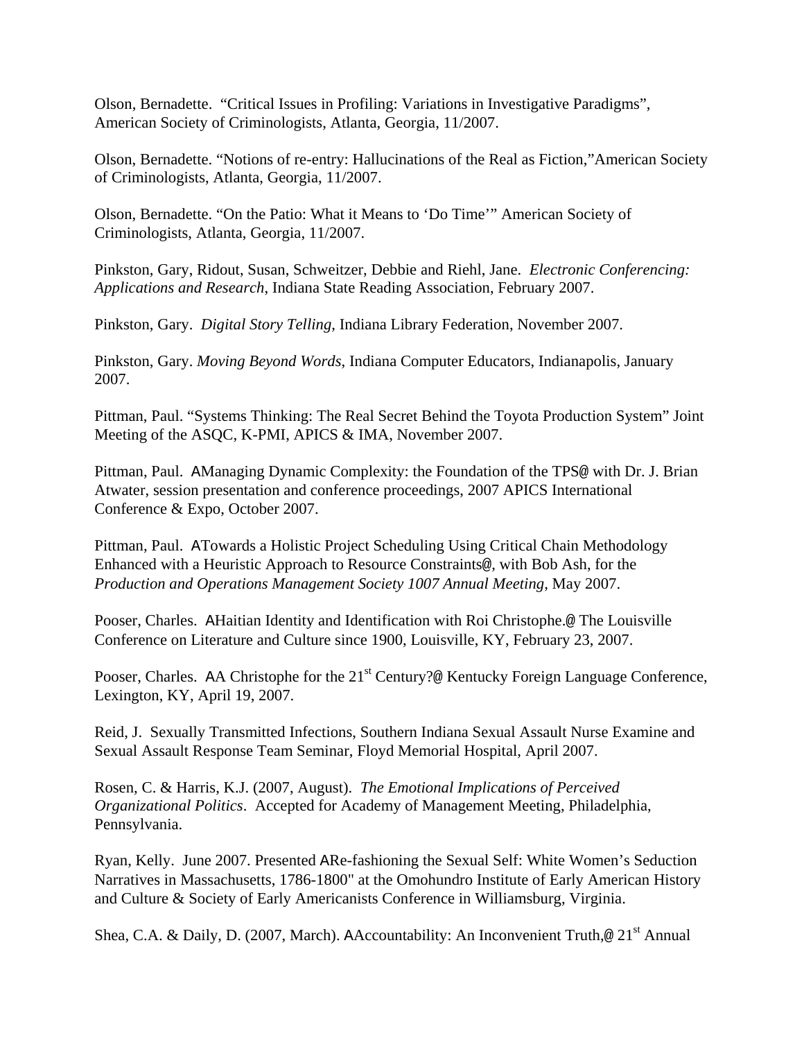Olson, Bernadette. “Critical Issues in Profiling: Variations in Investigative Paradigms”, American Society of Criminologists, Atlanta, Georgia, 11/2007.

Olson, Bernadette. “Notions of re-entry: Hallucinations of the Real as Fiction,”American Society of Criminologists, Atlanta, Georgia, 11/2007.

Olson, Bernadette. “On the Patio: What it Means to ‘Do Time’” American Society of Criminologists, Atlanta, Georgia, 11/2007.

Pinkston, Gary, Ridout, Susan, Schweitzer, Debbie and Riehl, Jane. *Electronic Conferencing: Applications and Research*, Indiana State Reading Association, February 2007.

Pinkston, Gary. *Digital Story Telling*, Indiana Library Federation, November 2007.

Pinkston, Gary. *Moving Beyond Words*, Indiana Computer Educators, Indianapolis, January 2007.

Pittman, Paul. “Systems Thinking: The Real Secret Behind the Toyota Production System” Joint Meeting of the ASQC, K-PMI, APICS & IMA, November 2007.

Pittman, Paul. AManaging Dynamic Complexity: the Foundation of the TPS@ with Dr. J. Brian Atwater, session presentation and conference proceedings, 2007 APICS International Conference & Expo, October 2007.

Pittman, Paul. ATowards a Holistic Project Scheduling Using Critical Chain Methodology Enhanced with a Heuristic Approach to Resource Constraints@, with Bob Ash, for the *Production and Operations Management Society 1007 Annual Meeting*, May 2007.

Pooser, Charles. AHaitian Identity and Identification with Roi Christophe.@ The Louisville Conference on Literature and Culture since 1900, Louisville, KY, February 23, 2007.

Pooser, Charles. AA Christophe for the 21st Century?@ Kentucky Foreign Language Conference, Lexington, KY, April 19, 2007.

Reid, J. Sexually Transmitted Infections, Southern Indiana Sexual Assault Nurse Examine and Sexual Assault Response Team Seminar, Floyd Memorial Hospital, April 2007.

Rosen, C. & Harris, K.J. (2007, August). *The Emotional Implications of Perceived Organizational Politics*. Accepted for Academy of Management Meeting, Philadelphia, Pennsylvania.

Ryan, Kelly. June 2007. Presented ARe-fashioning the Sexual Self: White Women’s Seduction Narratives in Massachusetts, 1786-1800" at the Omohundro Institute of Early American History and Culture & Society of Early Americanists Conference in Williamsburg, Virginia.

Shea, C.A. & Daily, D. (2007, March). AAccountability: An Inconvenient Truth,@ 21st Annual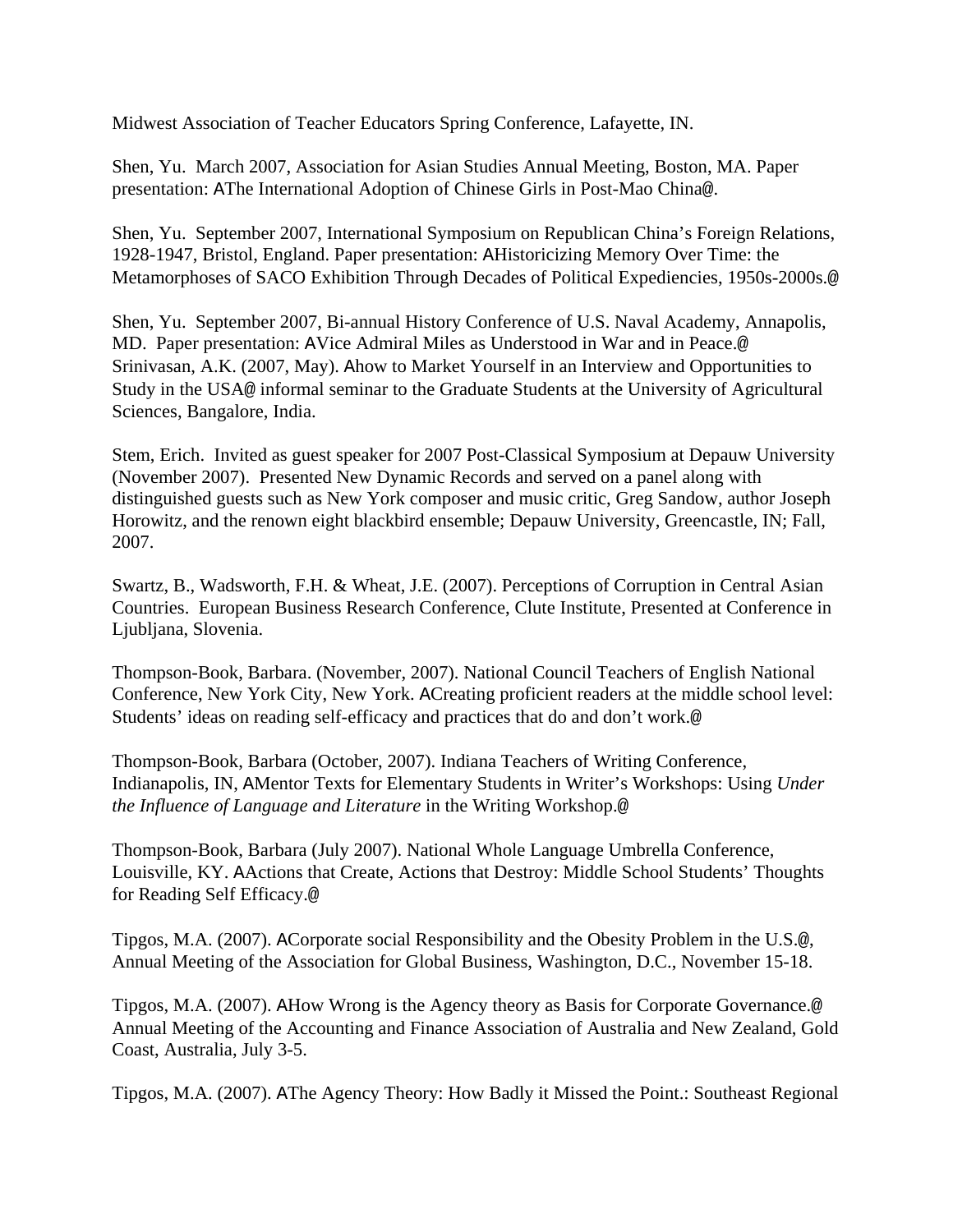Midwest Association of Teacher Educators Spring Conference, Lafayette, IN.

Shen, Yu. March 2007, Association for Asian Studies Annual Meeting, Boston, MA. Paper presentation: AThe International Adoption of Chinese Girls in Post-Mao China@.

Shen, Yu. September 2007, International Symposium on Republican China's Foreign Relations, 1928-1947, Bristol, England. Paper presentation: AHistoricizing Memory Over Time: the Metamorphoses of SACO Exhibition Through Decades of Political Expediencies, 1950s-2000s.@

Shen, Yu. September 2007, Bi-annual History Conference of U.S. Naval Academy, Annapolis, MD. Paper presentation: AVice Admiral Miles as Understood in War and in Peace.@
Srinivasan, A.K. (2007, May). Ahow to Market Yourself in an Interview and Opportunities to Study in the USA@ informal seminar to the Graduate Students at the University of Agricultural Sciences, Bangalore, India.

Stem, Erich. Invited as guest speaker for 2007 Post-Classical Symposium at Depauw University (November 2007). Presented New Dynamic Records and served on a panel along with distinguished guests such as New York composer and music critic, Greg Sandow, author Joseph Horowitz, and the renown eight blackbird ensemble; Depauw University, Greencastle, IN; Fall, 2007.

Swartz, B., Wadsworth, F.H. & Wheat, J.E. (2007). Perceptions of Corruption in Central Asian Countries. European Business Research Conference, Clute Institute, Presented at Conference in Ljubljana, Slovenia.

Thompson-Book, Barbara. (November, 2007). National Council Teachers of English National Conference, New York City, New York. ACreating proficient readers at the middle school level: Students' ideas on reading self-efficacy and practices that do and don't work.@

Thompson-Book, Barbara (October, 2007). Indiana Teachers of Writing Conference, Indianapolis, IN, AMentor Texts for Elementary Students in Writer's Workshops: Using *Under the Influence of Language and Literature* in the Writing Workshop.@

Thompson-Book, Barbara (July 2007). National Whole Language Umbrella Conference, Louisville, KY. AActions that Create, Actions that Destroy: Middle School Students' Thoughts for Reading Self Efficacy.@

Tipgos, M.A. (2007). ACorporate social Responsibility and the Obesity Problem in the U.S.@, Annual Meeting of the Association for Global Business, Washington, D.C., November 15-18.

Tipgos, M.A. (2007). AHow Wrong is the Agency theory as Basis for Corporate Governance.@ Annual Meeting of the Accounting and Finance Association of Australia and New Zealand, Gold Coast, Australia, July 3-5.

Tipgos, M.A. (2007). AThe Agency Theory: How Badly it Missed the Point.: Southeast Regional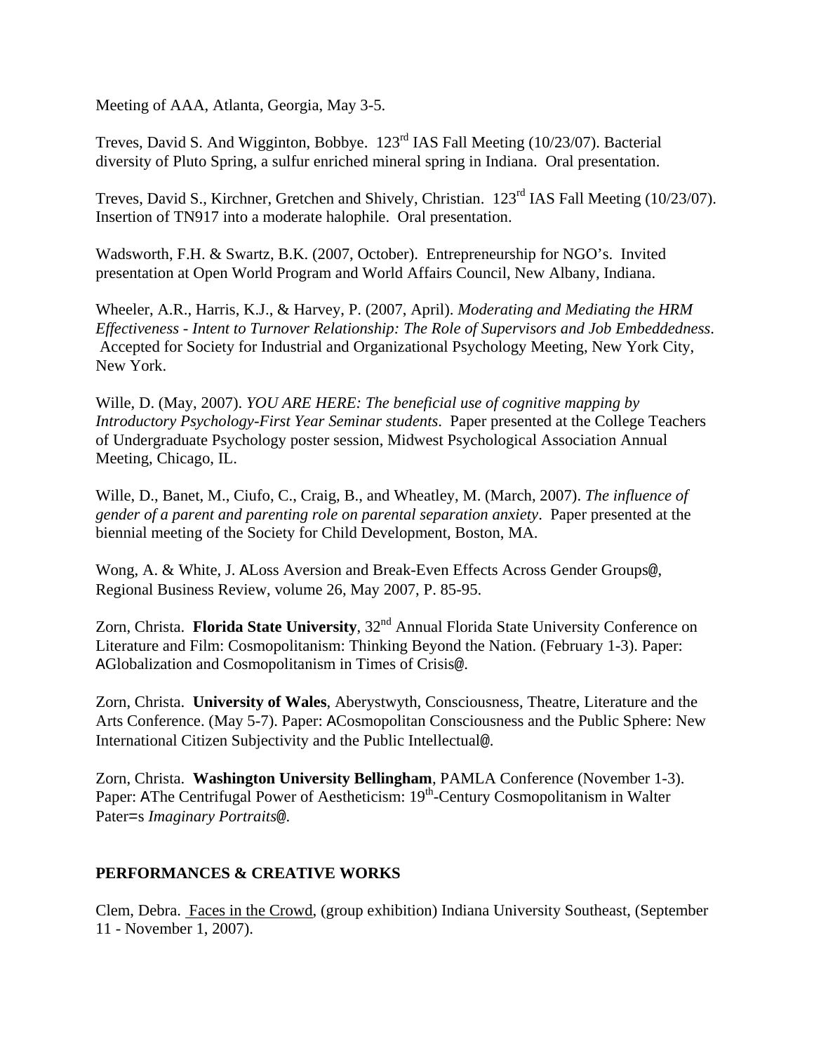Meeting of AAA, Atlanta, Georgia, May 3-5.

Treves, David S. And Wigginton, Bobbye. 123rd IAS Fall Meeting (10/23/07). Bacterial diversity of Pluto Spring, a sulfur enriched mineral spring in Indiana. Oral presentation.

Treves, David S., Kirchner, Gretchen and Shively, Christian. 123rd IAS Fall Meeting (10/23/07). Insertion of TN917 into a moderate halophile. Oral presentation.

Wadsworth, F.H. & Swartz, B.K. (2007, October). Entrepreneurship for NGO's. Invited presentation at Open World Program and World Affairs Council, New Albany, Indiana.

Wheeler, A.R., Harris, K.J., & Harvey, P. (2007, April). *Moderating and Mediating the HRM Effectiveness - Intent to Turnover Relationship: The Role of Supervisors and Job Embeddedness*. Accepted for Society for Industrial and Organizational Psychology Meeting, New York City, New York.

Wille, D. (May, 2007). *YOU ARE HERE: The beneficial use of cognitive mapping by Introductory Psychology-First Year Seminar students*. Paper presented at the College Teachers of Undergraduate Psychology poster session, Midwest Psychological Association Annual Meeting, Chicago, IL.

Wille, D., Banet, M., Ciufo, C., Craig, B., and Wheatley, M. (March, 2007). *The influence of gender of a parent and parenting role on parental separation anxiety*. Paper presented at the biennial meeting of the Society for Child Development, Boston, MA.

Wong, A. & White, J. ALoss Aversion and Break-Even Effects Across Gender Groups@, Regional Business Review, volume 26, May 2007, P. 85-95.

Zorn, Christa. **Florida State University**, 32nd Annual Florida State University Conference on Literature and Film: Cosmopolitanism: Thinking Beyond the Nation. (February 1-3). Paper: AGlobalization and Cosmopolitanism in Times of Crisis@.

Zorn, Christa. **University of Wales**, Aberystwyth, Consciousness, Theatre, Literature and the Arts Conference. (May 5-7). Paper: ACosmopolitan Consciousness and the Public Sphere: New International Citizen Subjectivity and the Public Intellectual@.

Zorn, Christa. **Washington University Bellingham**, PAMLA Conference (November 1-3). Paper: AThe Centrifugal Power of Aestheticism: 19th-Century Cosmopolitanism in Walter Pater=s *Imaginary Portraits@*.

## PERFORMANCES & CREATIVE WORKS

Clem, Debra. Faces in the Crowd, (group exhibition) Indiana University Southeast, (September 11 - November 1, 2007).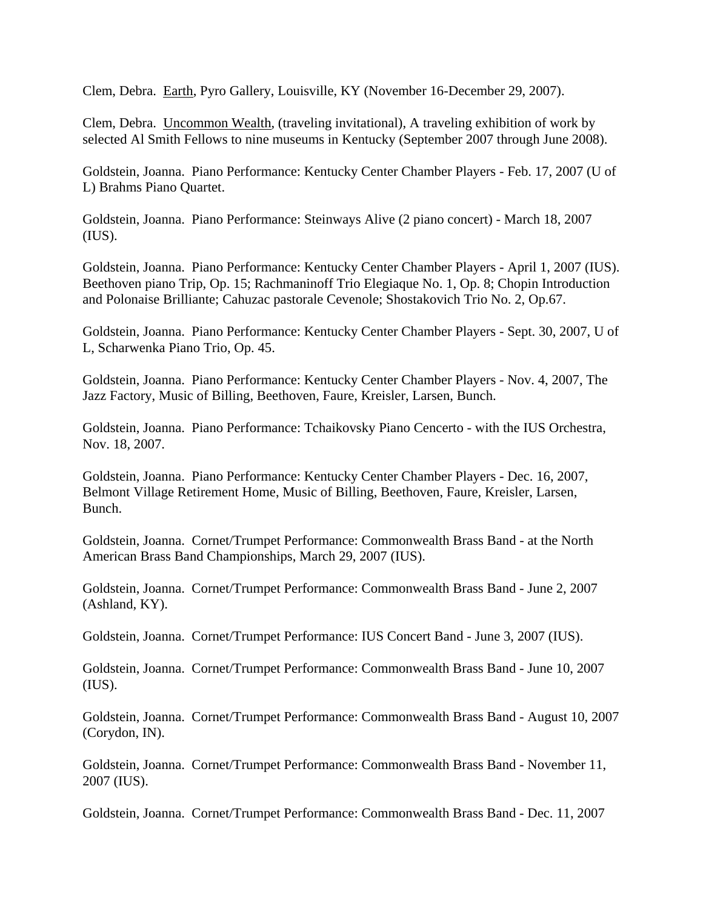Clem, Debra. Earth, Pyro Gallery, Louisville, KY (November 16-December 29, 2007).

Clem, Debra. Uncommon Wealth, (traveling invitational), A traveling exhibition of work by selected Al Smith Fellows to nine museums in Kentucky (September 2007 through June 2008).

Goldstein, Joanna. Piano Performance: Kentucky Center Chamber Players - Feb. 17, 2007 (U of L) Brahms Piano Quartet.

Goldstein, Joanna. Piano Performance: Steinways Alive (2 piano concert) - March 18, 2007 (IUS).

Goldstein, Joanna. Piano Performance: Kentucky Center Chamber Players - April 1, 2007 (IUS). Beethoven piano Trip, Op. 15; Rachmaninoff Trio Elegiaque No. 1, Op. 8; Chopin Introduction and Polonaise Brilliante; Cahuzac pastorale Cevenole; Shostakovich Trio No. 2, Op.67.

Goldstein, Joanna. Piano Performance: Kentucky Center Chamber Players - Sept. 30, 2007, U of L, Scharwenka Piano Trio, Op. 45.

Goldstein, Joanna. Piano Performance: Kentucky Center Chamber Players - Nov. 4, 2007, The Jazz Factory, Music of Billing, Beethoven, Faure, Kreisler, Larsen, Bunch.

Goldstein, Joanna. Piano Performance: Tchaikovsky Piano Cencerto - with the IUS Orchestra, Nov. 18, 2007.

Goldstein, Joanna. Piano Performance: Kentucky Center Chamber Players - Dec. 16, 2007, Belmont Village Retirement Home, Music of Billing, Beethoven, Faure, Kreisler, Larsen, Bunch.

Goldstein, Joanna. Cornet/Trumpet Performance: Commonwealth Brass Band - at the North American Brass Band Championships, March 29, 2007 (IUS).

Goldstein, Joanna. Cornet/Trumpet Performance: Commonwealth Brass Band - June 2, 2007 (Ashland, KY).

Goldstein, Joanna. Cornet/Trumpet Performance: IUS Concert Band - June 3, 2007 (IUS).

Goldstein, Joanna. Cornet/Trumpet Performance: Commonwealth Brass Band - June 10, 2007 (IUS).

Goldstein, Joanna. Cornet/Trumpet Performance: Commonwealth Brass Band - August 10, 2007 (Corydon, IN).

Goldstein, Joanna. Cornet/Trumpet Performance: Commonwealth Brass Band - November 11, 2007 (IUS).

Goldstein, Joanna. Cornet/Trumpet Performance: Commonwealth Brass Band - Dec. 11, 2007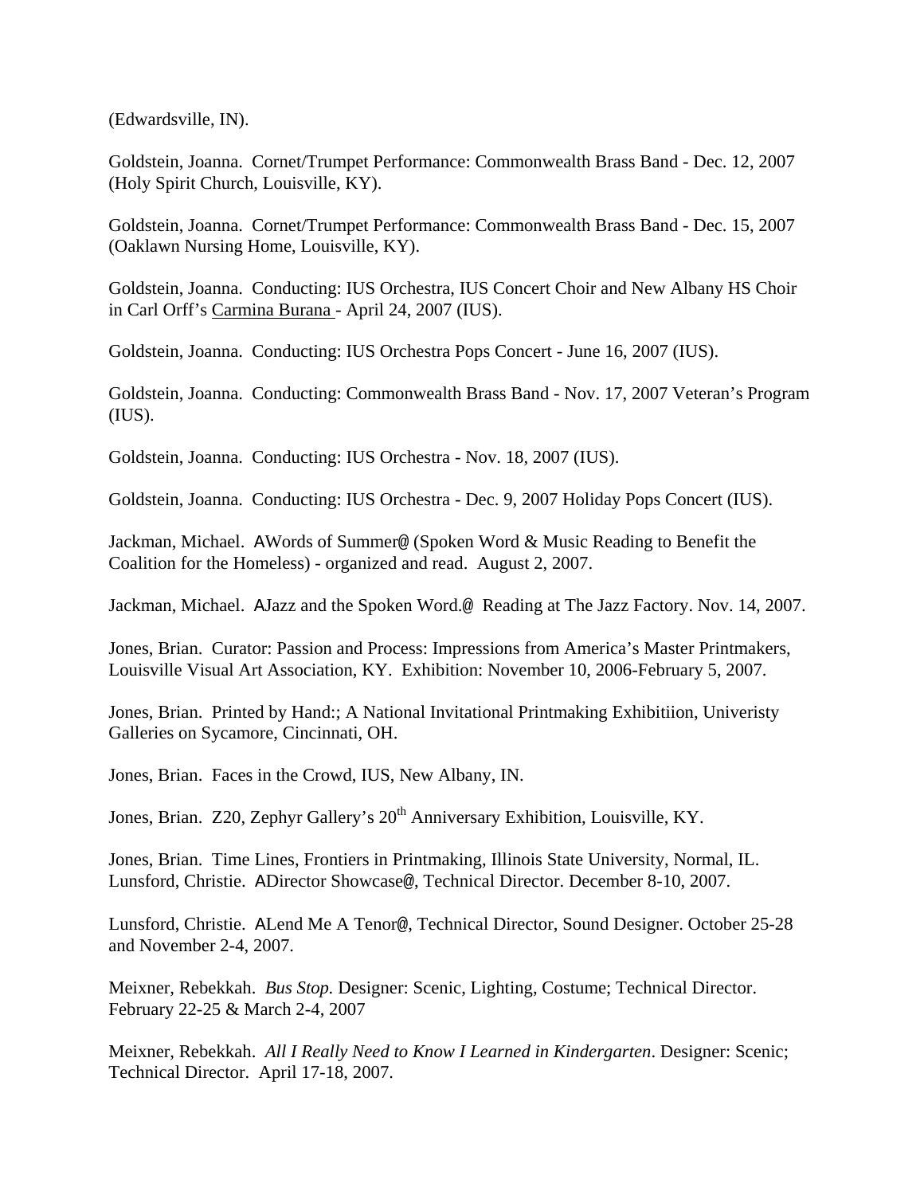(Edwardsville, IN).

Goldstein, Joanna. Cornet/Trumpet Performance: Commonwealth Brass Band - Dec. 12, 2007 (Holy Spirit Church, Louisville, KY).

Goldstein, Joanna. Cornet/Trumpet Performance: Commonwealth Brass Band - Dec. 15, 2007 (Oaklawn Nursing Home, Louisville, KY).

Goldstein, Joanna. Conducting: IUS Orchestra, IUS Concert Choir and New Albany HS Choir in Carl Orff's Carmina Burana - April 24, 2007 (IUS).

Goldstein, Joanna. Conducting: IUS Orchestra Pops Concert - June 16, 2007 (IUS).

Goldstein, Joanna. Conducting: Commonwealth Brass Band - Nov. 17, 2007 Veteran's Program (IUS).

Goldstein, Joanna. Conducting: IUS Orchestra - Nov. 18, 2007 (IUS).

Goldstein, Joanna. Conducting: IUS Orchestra - Dec. 9, 2007 Holiday Pops Concert (IUS).

Jackman, Michael. AWords of Summer@ (Spoken Word & Music Reading to Benefit the Coalition for the Homeless) - organized and read. August 2, 2007.

Jackman, Michael. AJazz and the Spoken Word.@ Reading at The Jazz Factory. Nov. 14, 2007.

Jones, Brian. Curator: Passion and Process: Impressions from America's Master Printmakers, Louisville Visual Art Association, KY. Exhibition: November 10, 2006-February 5, 2007.

Jones, Brian. Printed by Hand:; A National Invitational Printmaking Exhibitiion, Univeristy Galleries on Sycamore, Cincinnati, OH.

Jones, Brian. Faces in the Crowd, IUS, New Albany, IN.

Jones, Brian. Z20, Zephyr Gallery's 20th Anniversary Exhibition, Louisville, KY.

Jones, Brian. Time Lines, Frontiers in Printmaking, Illinois State University, Normal, IL.
Lunsford, Christie. ADirector Showcase@, Technical Director. December 8-10, 2007.

Lunsford, Christie. ALend Me A Tenor@, Technical Director, Sound Designer. October 25-28 and November 2-4, 2007.

Meixner, Rebekkah. *Bus Stop*. Designer: Scenic, Lighting, Costume; Technical Director. February 22-25 & March 2-4, 2007

Meixner, Rebekkah. *All I Really Need to Know I Learned in Kindergarten*. Designer: Scenic; Technical Director. April 17-18, 2007.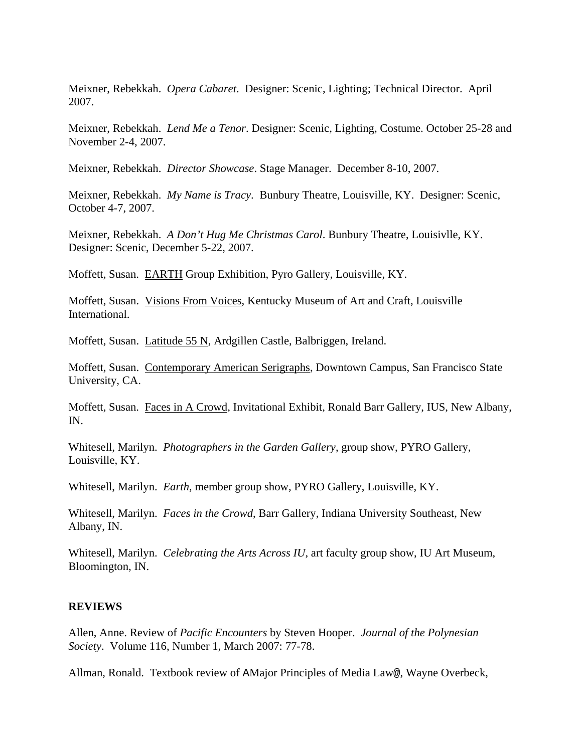Meixner, Rebekkah. *Opera Cabaret*. Designer: Scenic, Lighting; Technical Director. April 2007.

Meixner, Rebekkah. *Lend Me a Tenor*. Designer: Scenic, Lighting, Costume. October 25-28 and November 2-4, 2007.

Meixner, Rebekkah. *Director Showcase*. Stage Manager. December 8-10, 2007.

Meixner, Rebekkah. *My Name is Tracy*. Bunbury Theatre, Louisville, KY. Designer: Scenic, October 4-7, 2007.

Meixner, Rebekkah. *A Don't Hug Me Christmas Carol*. Bunbury Theatre, Louisivlle, KY. Designer: Scenic, December 5-22, 2007.

Moffett, Susan. <u>EARTH</u> Group Exhibition, Pyro Gallery, Louisville, KY.

Moffett, Susan. <u>Visions From Voices</u>, Kentucky Museum of Art and Craft, Louisville International.

Moffett, Susan. <u>Latitude 55 N</u>, Ardgillen Castle, Balbriggen, Ireland.

Moffett, Susan. <u>Contemporary American Serigraphs</u>, Downtown Campus, San Francisco State University, CA.

Moffett, Susan. <u>Faces in A Crowd</u>, Invitational Exhibit, Ronald Barr Gallery, IUS, New Albany, IN.

Whitesell, Marilyn. *Photographers in the Garden Gallery*, group show, PYRO Gallery, Louisville, KY.

Whitesell, Marilyn. *Earth*, member group show, PYRO Gallery, Louisville, KY.

Whitesell, Marilyn. *Faces in the Crowd*, Barr Gallery, Indiana University Southeast, New Albany, IN.

Whitesell, Marilyn. *Celebrating the Arts Across IU*, art faculty group show, IU Art Museum, Bloomington, IN.

**REVIEWS**

Allen, Anne. Review of *Pacific Encounters* by Steven Hooper. *Journal of the Polynesian Society*. Volume 116, Number 1, March 2007: 77-78.

Allman, Ronald. Textbook review of AMajor Principles of Media Law@, Wayne Overbeck,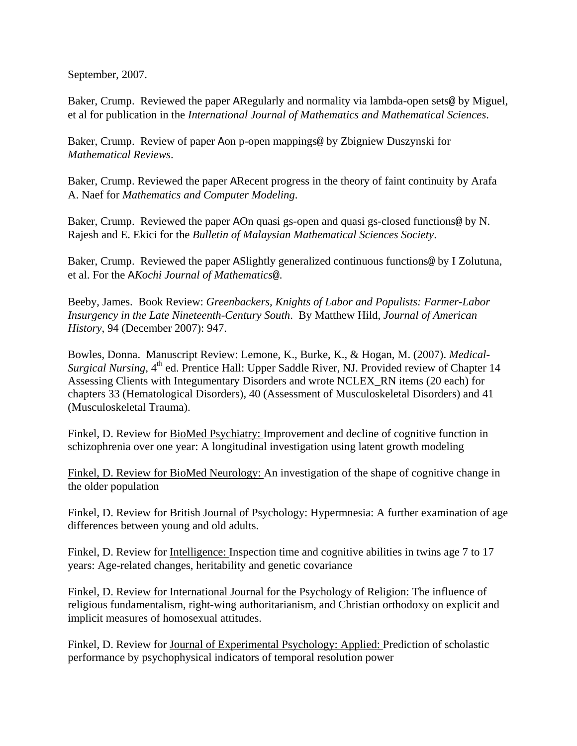September, 2007.

Baker, Crump. Reviewed the paper ARegularly and normality via lambda-open sets@ by Miguel, et al for publication in the *International Journal of Mathematics and Mathematical Sciences*.

Baker, Crump. Review of paper Aon p-open mappings@ by Zbigniew Duszynski for *Mathematical Reviews*.

Baker, Crump. Reviewed the paper ARecent progress in the theory of faint continuity by Arafa A. Naef for *Mathematics and Computer Modeling*.

Baker, Crump. Reviewed the paper AOn quasi gs-open and quasi gs-closed functions@ by N. Rajesh and E. Ekici for the *Bulletin of Malaysian Mathematical Sciences Society*.

Baker, Crump. Reviewed the paper ASlightly generalized continuous functions@ by I Zolutuna, et al. For the A*Kochi Journal of Mathematics*@.

Beeby, James. Book Review: *Greenbackers, Knights of Labor and Populists: Farmer-Labor Insurgency in the Late Nineteenth-Century South*. By Matthew Hild, *Journal of American History*, 94 (December 2007): 947.

Bowles, Donna. Manuscript Review: Lemone, K., Burke, K., & Hogan, M. (2007). *Medical-Surgical Nursing*, 4th ed. Prentice Hall: Upper Saddle River, NJ. Provided review of Chapter 14 Assessing Clients with Integumentary Disorders and wrote NCLEX_RN items (20 each) for chapters 33 (Hematological Disorders), 40 (Assessment of Musculoskeletal Disorders) and 41 (Musculoskeletal Trauma).

Finkel, D. Review for BioMed Psychiatry: Improvement and decline of cognitive function in schizophrenia over one year: A longitudinal investigation using latent growth modeling

Finkel, D. Review for BioMed Neurology: An investigation of the shape of cognitive change in the older population

Finkel, D. Review for British Journal of Psychology: Hypermnesia: A further examination of age differences between young and old adults.

Finkel, D. Review for Intelligence: Inspection time and cognitive abilities in twins age 7 to 17 years: Age-related changes, heritability and genetic covariance

Finkel, D. Review for International Journal for the Psychology of Religion: The influence of religious fundamentalism, right-wing authoritarianism, and Christian orthodoxy on explicit and implicit measures of homosexual attitudes.

Finkel, D. Review for Journal of Experimental Psychology: Applied: Prediction of scholastic performance by psychophysical indicators of temporal resolution power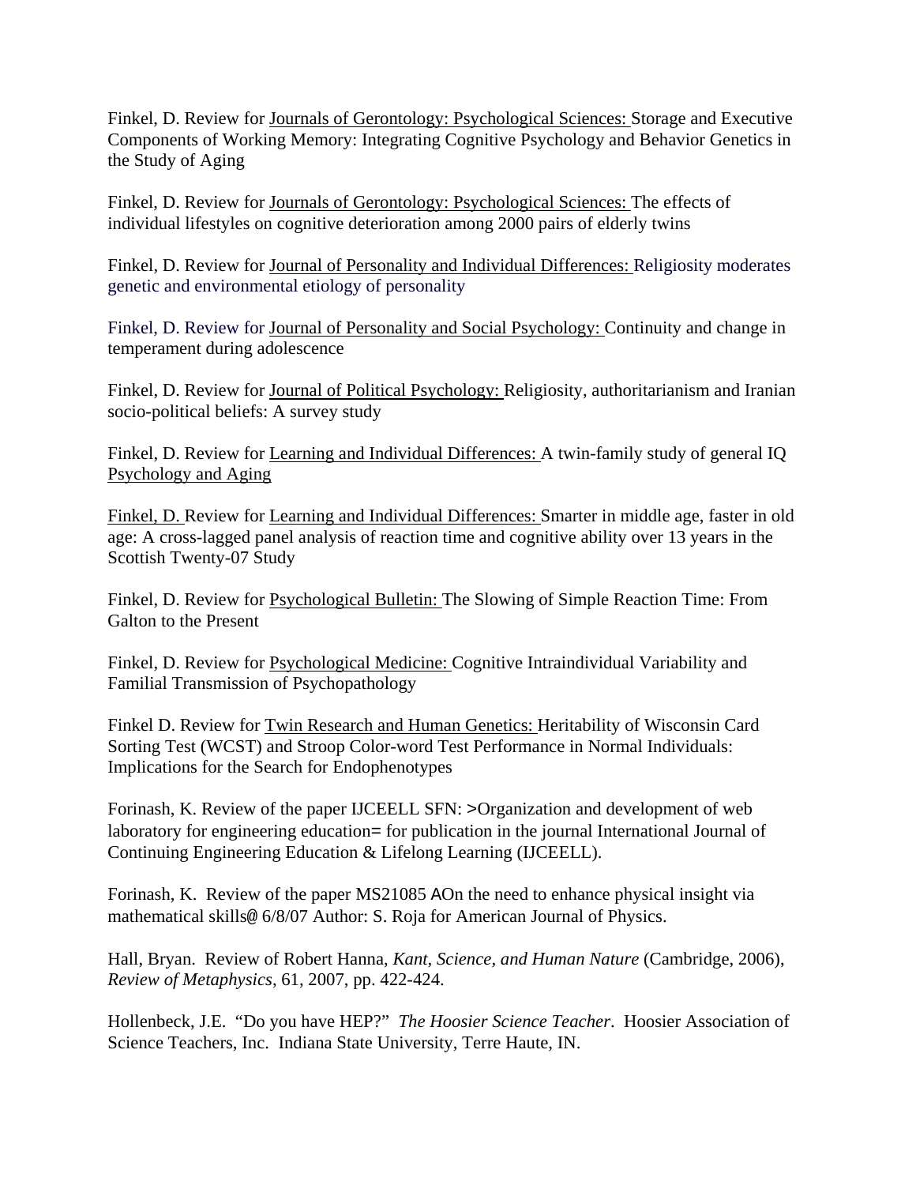Finkel, D. Review for Journals of Gerontology: Psychological Sciences: Storage and Executive Components of Working Memory: Integrating Cognitive Psychology and Behavior Genetics in the Study of Aging

Finkel, D. Review for Journals of Gerontology: Psychological Sciences: The effects of individual lifestyles on cognitive deterioration among 2000 pairs of elderly twins

Finkel, D. Review for Journal of Personality and Individual Differences: Religiosity moderates genetic and environmental etiology of personality

Finkel, D. Review for Journal of Personality and Social Psychology: Continuity and change in temperament during adolescence

Finkel, D. Review for Journal of Political Psychology: Religiosity, authoritarianism and Iranian socio-political beliefs: A survey study

Finkel, D. Review for Learning and Individual Differences: A twin-family study of general IQ Psychology and Aging

Finkel, D. Review for Learning and Individual Differences: Smarter in middle age, faster in old age: A cross-lagged panel analysis of reaction time and cognitive ability over 13 years in the Scottish Twenty-07 Study

Finkel, D. Review for Psychological Bulletin: The Slowing of Simple Reaction Time: From Galton to the Present

Finkel, D. Review for Psychological Medicine: Cognitive Intraindividual Variability and Familial Transmission of Psychopathology

Finkel D. Review for Twin Research and Human Genetics: Heritability of Wisconsin Card Sorting Test (WCST) and Stroop Color-word Test Performance in Normal Individuals: Implications for the Search for Endophenotypes

Forinash, K. Review of the paper IJCEELL SFN: >Organization and development of web laboratory for engineering education= for publication in the journal International Journal of Continuing Engineering Education & Lifelong Learning (IJCEELL).

Forinash, K. Review of the paper MS21085 AOn the need to enhance physical insight via mathematical skills@ 6/8/07 Author: S. Roja for American Journal of Physics.

Hall, Bryan. Review of Robert Hanna, *Kant, Science, and Human Nature* (Cambridge, 2006), *Review of Metaphysics*, 61, 2007, pp. 422-424.

Hollenbeck, J.E. "Do you have HEP?" *The Hoosier Science Teacher*. Hoosier Association of Science Teachers, Inc. Indiana State University, Terre Haute, IN.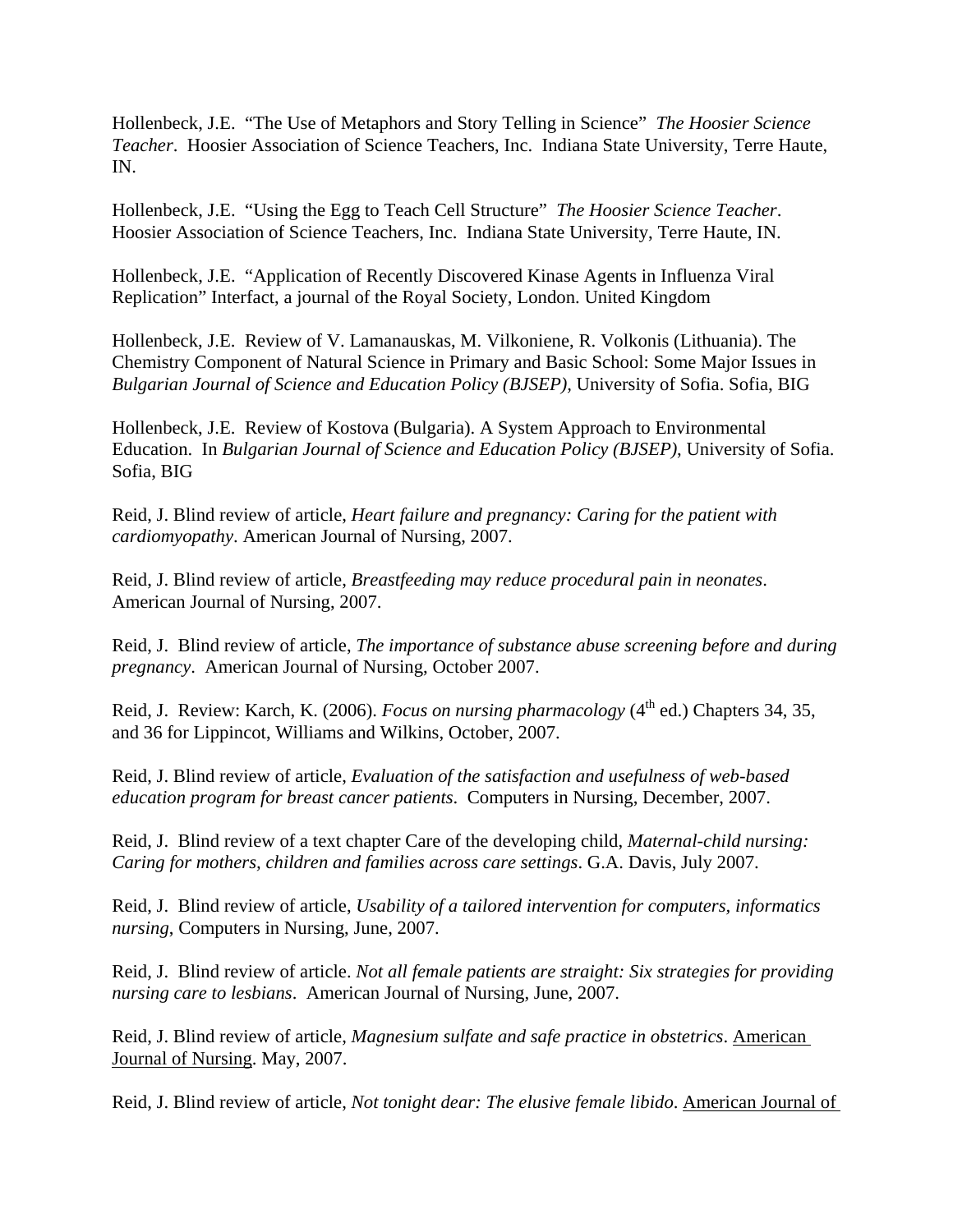Hollenbeck, J.E. "The Use of Metaphors and Story Telling in Science" *The Hoosier Science Teacher*. Hoosier Association of Science Teachers, Inc. Indiana State University, Terre Haute, IN.

Hollenbeck, J.E. "Using the Egg to Teach Cell Structure" *The Hoosier Science Teacher*. Hoosier Association of Science Teachers, Inc. Indiana State University, Terre Haute, IN.

Hollenbeck, J.E. "Application of Recently Discovered Kinase Agents in Influenza Viral Replication" Interfact, a journal of the Royal Society, London. United Kingdom

Hollenbeck, J.E. Review of V. Lamanauskas, M. Vilkoniene, R. Volkonis (Lithuania). The Chemistry Component of Natural Science in Primary and Basic School: Some Major Issues in *Bulgarian Journal of Science and Education Policy (BJSEP)*, University of Sofia. Sofia, BIG

Hollenbeck, J.E. Review of Kostova (Bulgaria). A System Approach to Environmental Education. In *Bulgarian Journal of Science and Education Policy (BJSEP)*, University of Sofia. Sofia, BIG

Reid, J. Blind review of article, *Heart failure and pregnancy: Caring for the patient with cardiomyopathy*. American Journal of Nursing, 2007.

Reid, J. Blind review of article, *Breastfeeding may reduce procedural pain in neonates*. American Journal of Nursing, 2007.

Reid, J. Blind review of article, *The importance of substance abuse screening before and during pregnancy*. American Journal of Nursing, October 2007.

Reid, J. Review: Karch, K. (2006). *Focus on nursing pharmacology* (4th ed.) Chapters 34, 35, and 36 for Lippincot, Williams and Wilkins, October, 2007.

Reid, J. Blind review of article, *Evaluation of the satisfaction and usefulness of web-based education program for breast cancer patients*. Computers in Nursing, December, 2007.

Reid, J. Blind review of a text chapter Care of the developing child, *Maternal-child nursing: Caring for mothers, children and families across care settings*. G.A. Davis, July 2007.

Reid, J. Blind review of article, *Usability of a tailored intervention for computers, informatics nursing*, Computers in Nursing, June, 2007.

Reid, J. Blind review of article. *Not all female patients are straight: Six strategies for providing nursing care to lesbians*. American Journal of Nursing, June, 2007.

Reid, J. Blind review of article, *Magnesium sulfate and safe practice in obstetrics*. American Journal of Nursing. May, 2007.

Reid, J. Blind review of article, *Not tonight dear: The elusive female libido*. American Journal of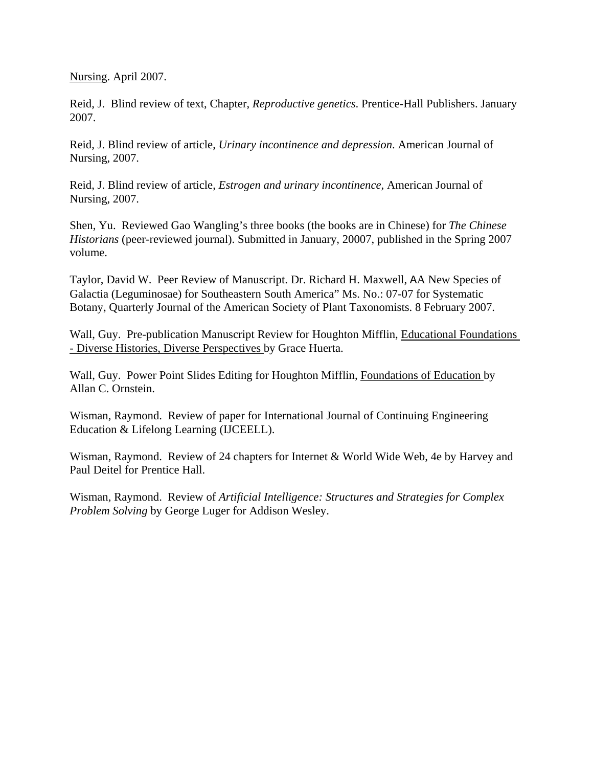Nursing. April 2007.

Reid, J. Blind review of text, Chapter, *Reproductive genetics*. Prentice-Hall Publishers. January 2007.

Reid, J. Blind review of article, *Urinary incontinence and depression*. American Journal of Nursing, 2007.

Reid, J. Blind review of article, *Estrogen and urinary incontinence*, American Journal of Nursing, 2007.

Shen, Yu. Reviewed Gao Wangling's three books (the books are in Chinese) for *The Chinese Historians* (peer-reviewed journal). Submitted in January, 20007, published in the Spring 2007 volume.

Taylor, David W. Peer Review of Manuscript. Dr. Richard H. Maxwell, AA New Species of Galactia (Leguminosae) for Southeastern South America" Ms. No.: 07-07 for Systematic Botany, Quarterly Journal of the American Society of Plant Taxonomists. 8 February 2007.

Wall, Guy. Pre-publication Manuscript Review for Houghton Mifflin, Educational Foundations - Diverse Histories, Diverse Perspectives by Grace Huerta.

Wall, Guy. Power Point Slides Editing for Houghton Mifflin, Foundations of Education by Allan C. Ornstein.

Wisman, Raymond. Review of paper for International Journal of Continuing Engineering Education & Lifelong Learning (IJCEELL).

Wisman, Raymond. Review of 24 chapters for Internet & World Wide Web, 4e by Harvey and Paul Deitel for Prentice Hall.

Wisman, Raymond. Review of *Artificial Intelligence: Structures and Strategies for Complex Problem Solving* by George Luger for Addison Wesley.